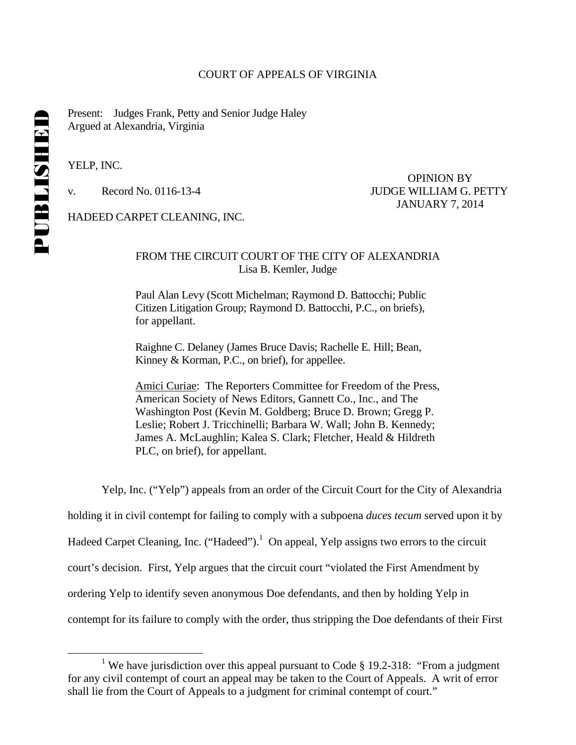PUBLISHED

COURT OF APPEALS OF VIRGINIA

Present: Judges Frank, Petty and Senior Judge Haley
Argued at Alexandria, Virginia

YELP, INC.

v. Record No. 0116-13-4

OPINION BY
JUDGE WILLIAM G. PETTY
JANUARY 7, 2014

HADEED CARPET CLEANING, INC.

FROM THE CIRCUIT COURT OF THE CITY OF ALEXANDRIA
Lisa B. Kemler, Judge

Paul Alan Levy (Scott Michelman; Raymond D. Battocchi; Public Citizen Litigation Group; Raymond D. Battocchi, P.C., on briefs), for appellant.

Raighne C. Delaney (James Bruce Davis; Rachelle E. Hill; Bean, Kinney & Korman, P.C., on brief), for appellee.

Amici Curiae: The Reporters Committee for Freedom of the Press, American Society of News Editors, Gannett Co., Inc., and The Washington Post (Kevin M. Goldberg; Bruce D. Brown; Gregg P. Leslie; Robert J. Tricchinelli; Barbara W. Wall; John B. Kennedy; James A. McLaughlin; Kalea S. Clark; Fletcher, Heald & Hildreth PLC, on brief), for appellant.

Yelp, Inc. ("Yelp") appeals from an order of the Circuit Court for the City of Alexandria holding it in civil contempt for failing to comply with a subpoena *duces tecum* served upon it by Hadeed Carpet Cleaning, Inc. ("Hadeed").[1] On appeal, Yelp assigns two errors to the circuit court's decision. First, Yelp argues that the circuit court "violated the First Amendment by ordering Yelp to identify seven anonymous Doe defendants, and then by holding Yelp in contempt for its failure to comply with the order, thus stripping the Doe defendants of their First

[1] We have jurisdiction over this appeal pursuant to Code § 19.2-318: "From a judgment for any civil contempt of court an appeal may be taken to the Court of Appeals. A writ of error shall lie from the Court of Appeals to a judgment for criminal contempt of court."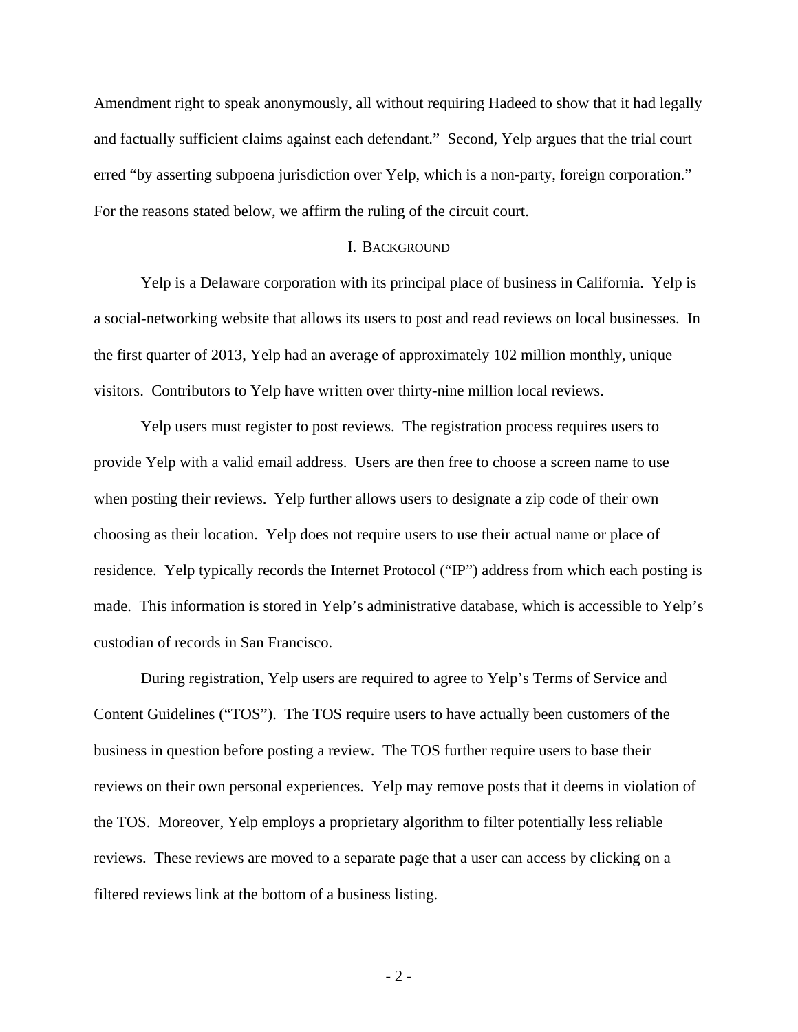Amendment right to speak anonymously, all without requiring Hadeed to show that it had legally and factually sufficient claims against each defendant." Second, Yelp argues that the trial court erred "by asserting subpoena jurisdiction over Yelp, which is a non-party, foreign corporation." For the reasons stated below, we affirm the ruling of the circuit court.

## I. BACKGROUND

Yelp is a Delaware corporation with its principal place of business in California. Yelp is a social-networking website that allows its users to post and read reviews on local businesses. In the first quarter of 2013, Yelp had an average of approximately 102 million monthly, unique visitors. Contributors to Yelp have written over thirty-nine million local reviews.

Yelp users must register to post reviews. The registration process requires users to provide Yelp with a valid email address. Users are then free to choose a screen name to use when posting their reviews. Yelp further allows users to designate a zip code of their own choosing as their location. Yelp does not require users to use their actual name or place of residence. Yelp typically records the Internet Protocol ("IP") address from which each posting is made. This information is stored in Yelp's administrative database, which is accessible to Yelp's custodian of records in San Francisco.

During registration, Yelp users are required to agree to Yelp's Terms of Service and Content Guidelines ("TOS"). The TOS require users to have actually been customers of the business in question before posting a review. The TOS further require users to base their reviews on their own personal experiences. Yelp may remove posts that it deems in violation of the TOS. Moreover, Yelp employs a proprietary algorithm to filter potentially less reliable reviews. These reviews are moved to a separate page that a user can access by clicking on a filtered reviews link at the bottom of a business listing.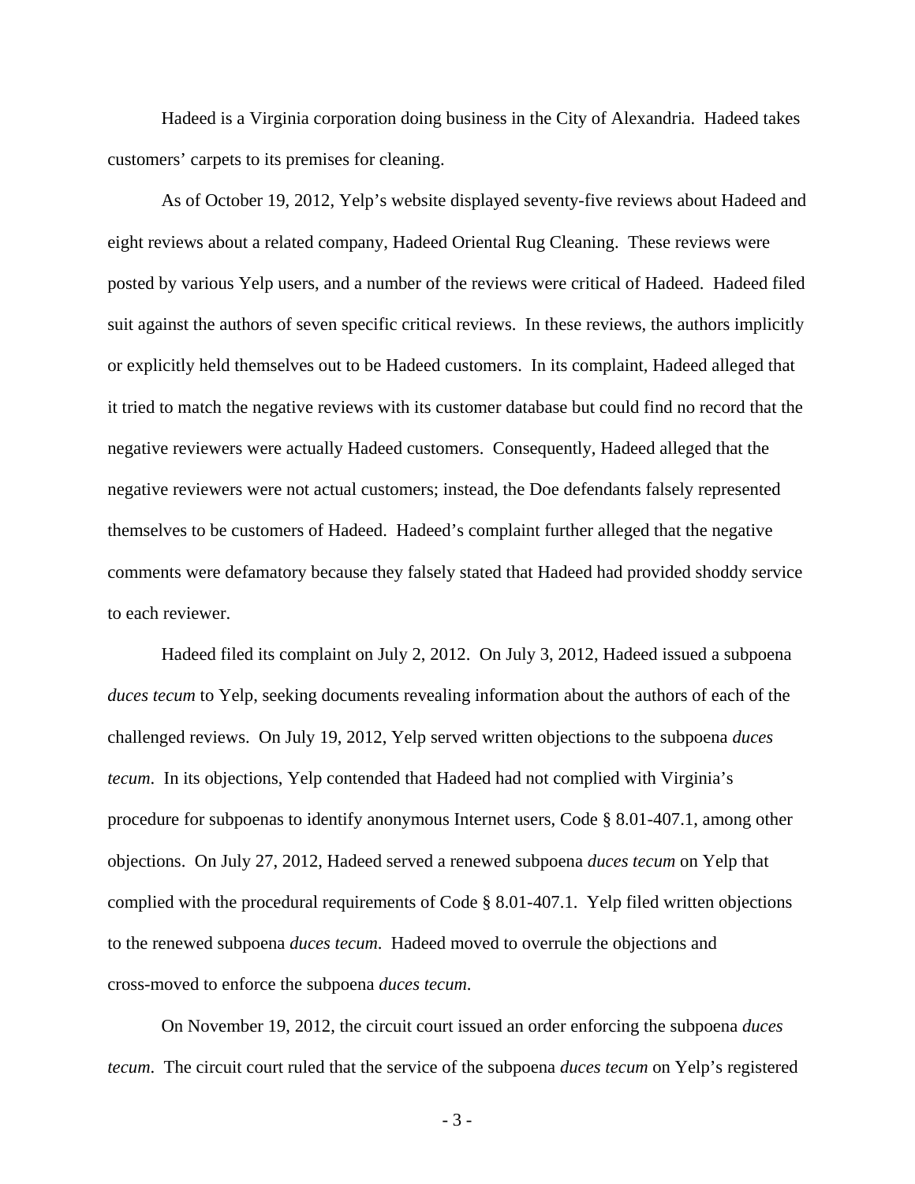Hadeed is a Virginia corporation doing business in the City of Alexandria. Hadeed takes customers' carpets to its premises for cleaning.

As of October 19, 2012, Yelp's website displayed seventy-five reviews about Hadeed and eight reviews about a related company, Hadeed Oriental Rug Cleaning. These reviews were posted by various Yelp users, and a number of the reviews were critical of Hadeed. Hadeed filed suit against the authors of seven specific critical reviews. In these reviews, the authors implicitly or explicitly held themselves out to be Hadeed customers. In its complaint, Hadeed alleged that it tried to match the negative reviews with its customer database but could find no record that the negative reviewers were actually Hadeed customers. Consequently, Hadeed alleged that the negative reviewers were not actual customers; instead, the Doe defendants falsely represented themselves to be customers of Hadeed. Hadeed's complaint further alleged that the negative comments were defamatory because they falsely stated that Hadeed had provided shoddy service to each reviewer.

Hadeed filed its complaint on July 2, 2012. On July 3, 2012, Hadeed issued a subpoena *duces tecum* to Yelp, seeking documents revealing information about the authors of each of the challenged reviews. On July 19, 2012, Yelp served written objections to the subpoena *duces tecum*. In its objections, Yelp contended that Hadeed had not complied with Virginia's procedure for subpoenas to identify anonymous Internet users, Code § 8.01-407.1, among other objections. On July 27, 2012, Hadeed served a renewed subpoena *duces tecum* on Yelp that complied with the procedural requirements of Code § 8.01-407.1. Yelp filed written objections to the renewed subpoena *duces tecum*. Hadeed moved to overrule the objections and cross-moved to enforce the subpoena *duces tecum*.

On November 19, 2012, the circuit court issued an order enforcing the subpoena *duces tecum*. The circuit court ruled that the service of the subpoena *duces tecum* on Yelp's registered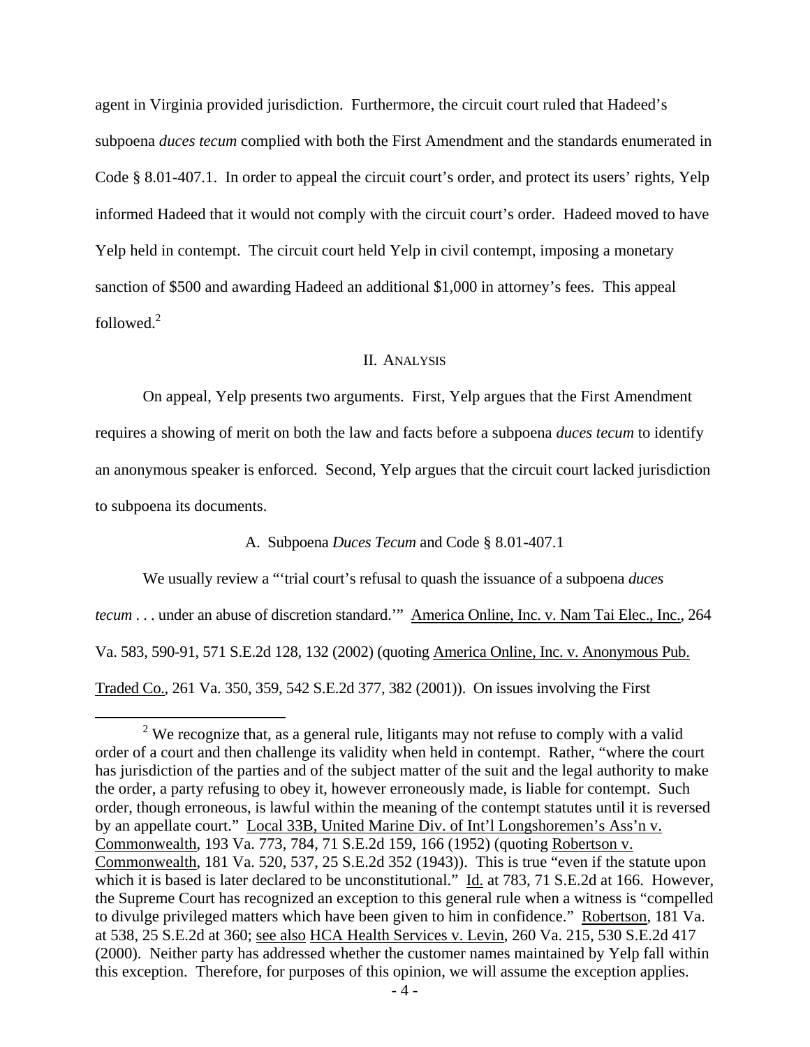agent in Virginia provided jurisdiction. Furthermore, the circuit court ruled that Hadeed's subpoena *duces tecum* complied with both the First Amendment and the standards enumerated in Code § 8.01-407.1. In order to appeal the circuit court's order, and protect its users' rights, Yelp informed Hadeed that it would not comply with the circuit court's order. Hadeed moved to have Yelp held in contempt. The circuit court held Yelp in civil contempt, imposing a monetary sanction of $500 and awarding Hadeed an additional $1,000 in attorney's fees. This appeal followed.[2]

## II. ANALYSIS

On appeal, Yelp presents two arguments. First, Yelp argues that the First Amendment requires a showing of merit on both the law and facts before a subpoena *duces tecum* to identify an anonymous speaker is enforced. Second, Yelp argues that the circuit court lacked jurisdiction to subpoena its documents.

### A. Subpoena *Duces Tecum* and Code § 8.01-407.1

We usually review a "'trial court's refusal to quash the issuance of a subpoena *duces tecum* . . . under an abuse of discretion standard.'" America Online, Inc. v. Nam Tai Elec., Inc., 264 Va. 583, 590-91, 571 S.E.2d 128, 132 (2002) (quoting America Online, Inc. v. Anonymous Pub. Traded Co., 261 Va. 350, 359, 542 S.E.2d 377, 382 (2001)). On issues involving the First

---

[2] We recognize that, as a general rule, litigants may not refuse to comply with a valid order of a court and then challenge its validity when held in contempt. Rather, "where the court has jurisdiction of the parties and of the subject matter of the suit and the legal authority to make the order, a party refusing to obey it, however erroneously made, is liable for contempt. Such order, though erroneous, is lawful within the meaning of the contempt statutes until it is reversed by an appellate court." Local 33B, United Marine Div. of Int'l Longshoremen's Ass'n v. Commonwealth, 193 Va. 773, 784, 71 S.E.2d 159, 166 (1952) (quoting Robertson v. Commonwealth, 181 Va. 520, 537, 25 S.E.2d 352 (1943)). This is true "even if the statute upon which it is based is later declared to be unconstitutional." Id. at 783, 71 S.E.2d at 166. However, the Supreme Court has recognized an exception to this general rule when a witness is "compelled to divulge privileged matters which have been given to him in confidence." Robertson, 181 Va. at 538, 25 S.E.2d at 360; see also HCA Health Services v. Levin, 260 Va. 215, 530 S.E.2d 417 (2000). Neither party has addressed whether the customer names maintained by Yelp fall within this exception. Therefore, for purposes of this opinion, we will assume the exception applies.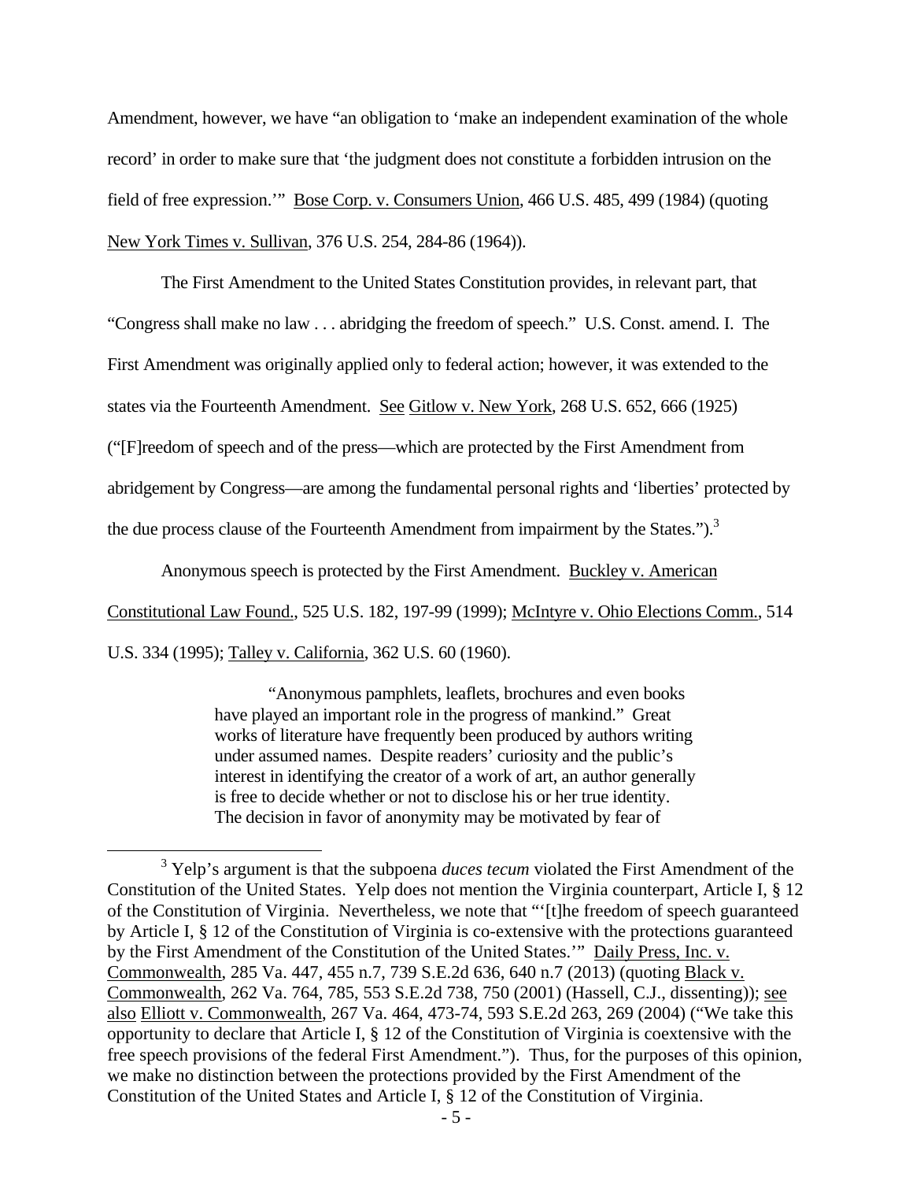Amendment, however, we have "an obligation to 'make an independent examination of the whole record' in order to make sure that 'the judgment does not constitute a forbidden intrusion on the field of free expression.'" Bose Corp. v. Consumers Union, 466 U.S. 485, 499 (1984) (quoting New York Times v. Sullivan, 376 U.S. 254, 284-86 (1964)).

The First Amendment to the United States Constitution provides, in relevant part, that "Congress shall make no law . . . abridging the freedom of speech." U.S. Const. amend. I. The First Amendment was originally applied only to federal action; however, it was extended to the states via the Fourteenth Amendment. See Gitlow v. New York, 268 U.S. 652, 666 (1925) ("[F]reedom of speech and of the press—which are protected by the First Amendment from abridgement by Congress—are among the fundamental personal rights and 'liberties' protected by the due process clause of the Fourteenth Amendment from impairment by the States.").[3]

Anonymous speech is protected by the First Amendment. Buckley v. American Constitutional Law Found., 525 U.S. 182, 197-99 (1999); McIntyre v. Ohio Elections Comm., 514 U.S. 334 (1995); Talley v. California, 362 U.S. 60 (1960).

> "Anonymous pamphlets, leaflets, brochures and even books have played an important role in the progress of mankind." Great works of literature have frequently been produced by authors writing under assumed names. Despite readers' curiosity and the public's interest in identifying the creator of a work of art, an author generally is free to decide whether or not to disclose his or her true identity. The decision in favor of anonymity may be motivated by fear of

---

[3] Yelp's argument is that the subpoena *duces tecum* violated the First Amendment of the Constitution of the United States. Yelp does not mention the Virginia counterpart, Article I, § 12 of the Constitution of Virginia. Nevertheless, we note that "'[t]he freedom of speech guaranteed by Article I, § 12 of the Constitution of Virginia is co-extensive with the protections guaranteed by the First Amendment of the Constitution of the United States.'" Daily Press, Inc. v. Commonwealth, 285 Va. 447, 455 n.7, 739 S.E.2d 636, 640 n.7 (2013) (quoting Black v. Commonwealth, 262 Va. 764, 785, 553 S.E.2d 738, 750 (2001) (Hassell, C.J., dissenting)); see also Elliott v. Commonwealth, 267 Va. 464, 473-74, 593 S.E.2d 263, 269 (2004) ("We take this opportunity to declare that Article I, § 12 of the Constitution of Virginia is coextensive with the free speech provisions of the federal First Amendment."). Thus, for the purposes of this opinion, we make no distinction between the protections provided by the First Amendment of the Constitution of the United States and Article I, § 12 of the Constitution of Virginia.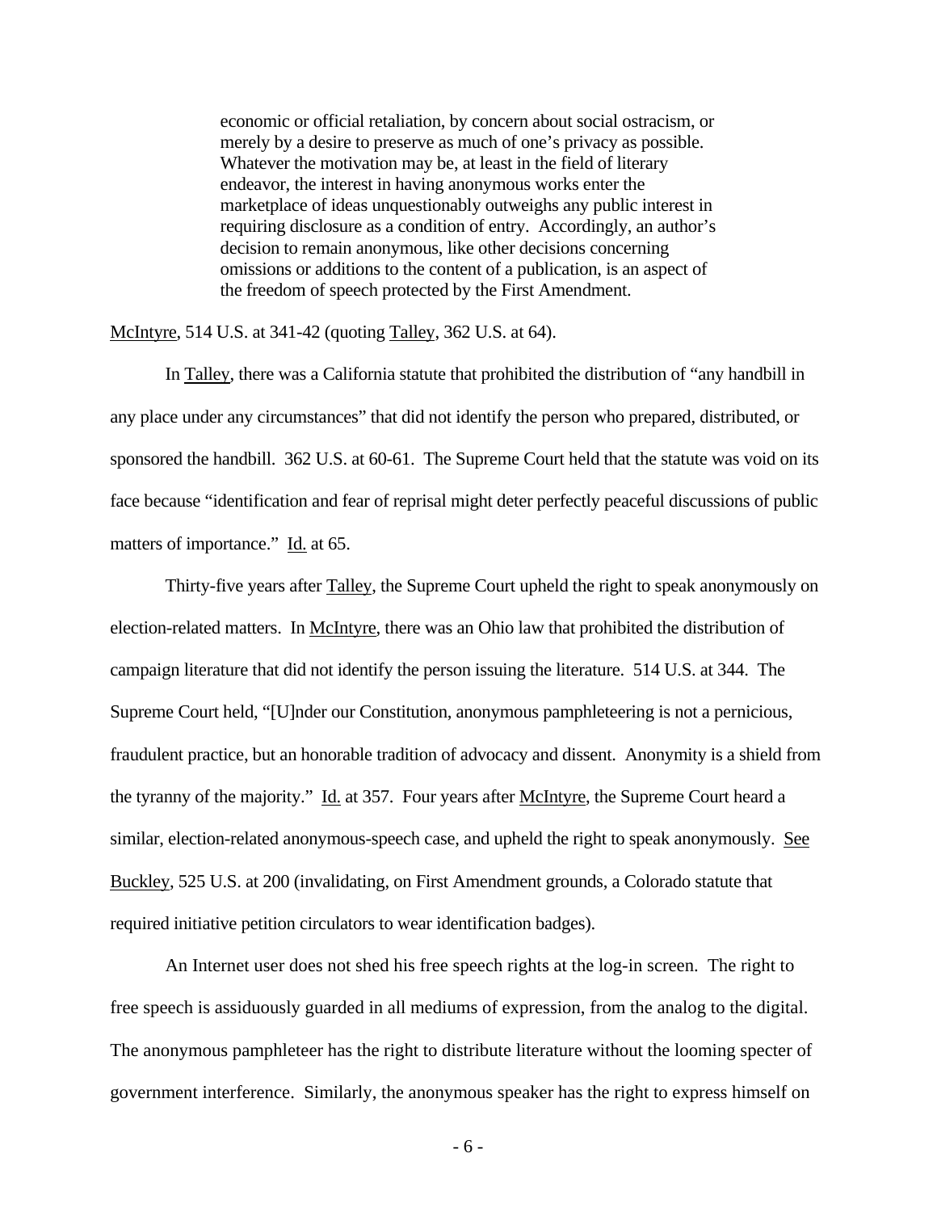> economic or official retaliation, by concern about social ostracism, or merely by a desire to preserve as much of one's privacy as possible. Whatever the motivation may be, at least in the field of literary endeavor, the interest in having anonymous works enter the marketplace of ideas unquestionably outweighs any public interest in requiring disclosure as a condition of entry. Accordingly, an author's decision to remain anonymous, like other decisions concerning omissions or additions to the content of a publication, is an aspect of the freedom of speech protected by the First Amendment.

McIntyre, 514 U.S. at 341-42 (quoting Talley, 362 U.S. at 64).

In Talley, there was a California statute that prohibited the distribution of "any handbill in any place under any circumstances" that did not identify the person who prepared, distributed, or sponsored the handbill. 362 U.S. at 60-61. The Supreme Court held that the statute was void on its face because "identification and fear of reprisal might deter perfectly peaceful discussions of public matters of importance." Id. at 65.

Thirty-five years after Talley, the Supreme Court upheld the right to speak anonymously on election-related matters. In McIntyre, there was an Ohio law that prohibited the distribution of campaign literature that did not identify the person issuing the literature. 514 U.S. at 344. The Supreme Court held, "[U]nder our Constitution, anonymous pamphleteering is not a pernicious, fraudulent practice, but an honorable tradition of advocacy and dissent. Anonymity is a shield from the tyranny of the majority." Id. at 357. Four years after McIntyre, the Supreme Court heard a similar, election-related anonymous-speech case, and upheld the right to speak anonymously. See Buckley, 525 U.S. at 200 (invalidating, on First Amendment grounds, a Colorado statute that required initiative petition circulators to wear identification badges).

An Internet user does not shed his free speech rights at the log-in screen. The right to free speech is assiduously guarded in all mediums of expression, from the analog to the digital. The anonymous pamphleteer has the right to distribute literature without the looming specter of government interference. Similarly, the anonymous speaker has the right to express himself on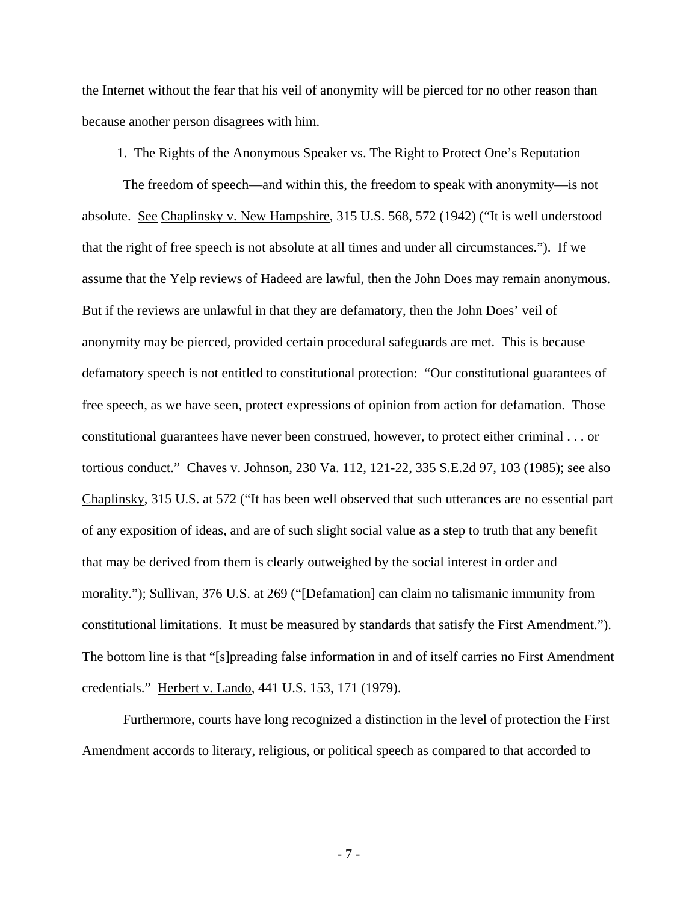the Internet without the fear that his veil of anonymity will be pierced for no other reason than because another person disagrees with him.

1. The Rights of the Anonymous Speaker vs. The Right to Protect One's Reputation

The freedom of speech—and within this, the freedom to speak with anonymity—is not absolute. See Chaplinsky v. New Hampshire, 315 U.S. 568, 572 (1942) ("It is well understood that the right of free speech is not absolute at all times and under all circumstances."). If we assume that the Yelp reviews of Hadeed are lawful, then the John Does may remain anonymous. But if the reviews are unlawful in that they are defamatory, then the John Does' veil of anonymity may be pierced, provided certain procedural safeguards are met. This is because defamatory speech is not entitled to constitutional protection: "Our constitutional guarantees of free speech, as we have seen, protect expressions of opinion from action for defamation. Those constitutional guarantees have never been construed, however, to protect either criminal . . . or tortious conduct." Chaves v. Johnson, 230 Va. 112, 121-22, 335 S.E.2d 97, 103 (1985); see also Chaplinsky, 315 U.S. at 572 ("It has been well observed that such utterances are no essential part of any exposition of ideas, and are of such slight social value as a step to truth that any benefit that may be derived from them is clearly outweighed by the social interest in order and morality."); Sullivan, 376 U.S. at 269 ("[Defamation] can claim no talismanic immunity from constitutional limitations. It must be measured by standards that satisfy the First Amendment."). The bottom line is that "[s]preading false information in and of itself carries no First Amendment credentials." Herbert v. Lando, 441 U.S. 153, 171 (1979).

Furthermore, courts have long recognized a distinction in the level of protection the First Amendment accords to literary, religious, or political speech as compared to that accorded to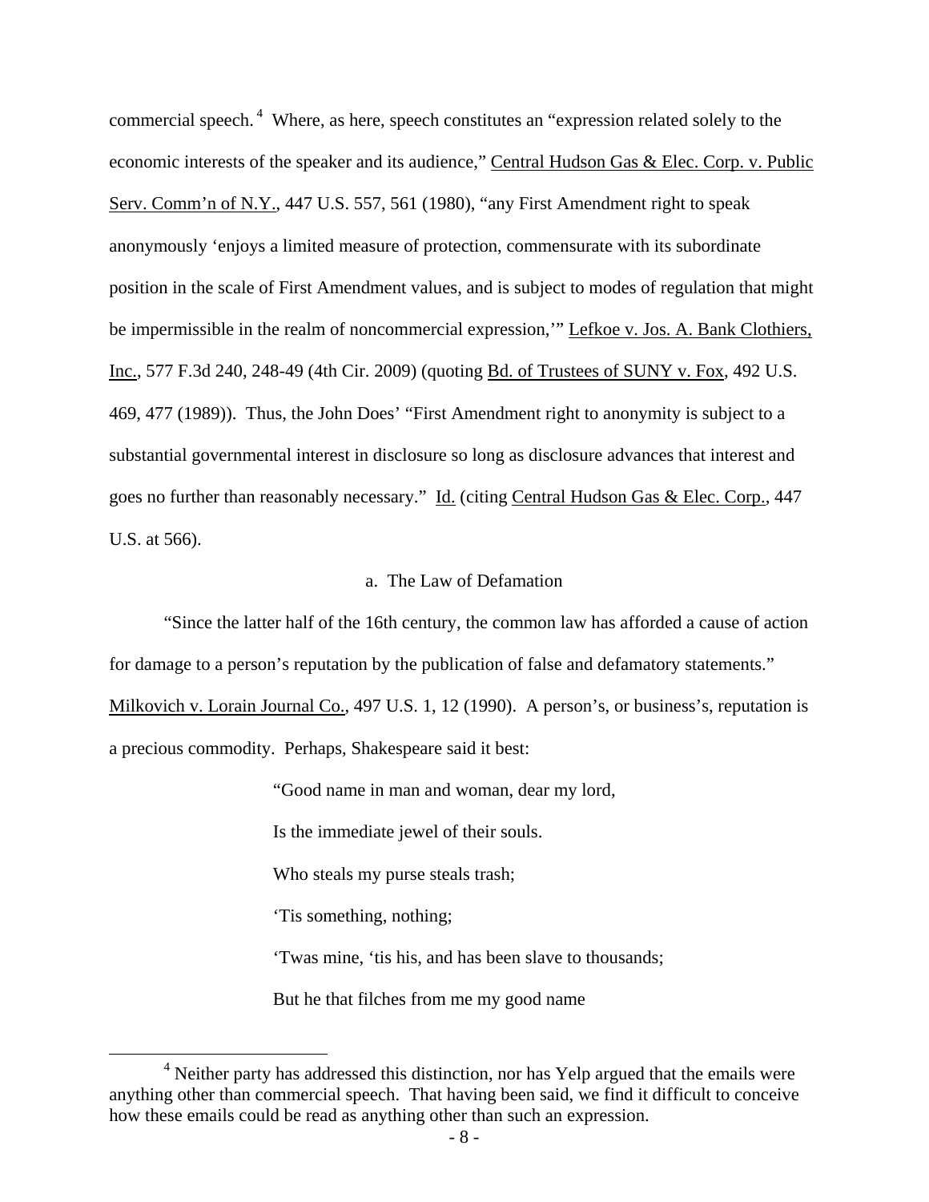commercial speech.[4] Where, as here, speech constitutes an "expression related solely to the economic interests of the speaker and its audience," Central Hudson Gas & Elec. Corp. v. Public Serv. Comm'n of N.Y., 447 U.S. 557, 561 (1980), "any First Amendment right to speak anonymously 'enjoys a limited measure of protection, commensurate with its subordinate position in the scale of First Amendment values, and is subject to modes of regulation that might be impermissible in the realm of noncommercial expression,'" Lefkoe v. Jos. A. Bank Clothiers, Inc., 577 F.3d 240, 248-49 (4th Cir. 2009) (quoting Bd. of Trustees of SUNY v. Fox, 492 U.S. 469, 477 (1989)). Thus, the John Does' "First Amendment right to anonymity is subject to a substantial governmental interest in disclosure so long as disclosure advances that interest and goes no further than reasonably necessary." Id. (citing Central Hudson Gas & Elec. Corp., 447 U.S. at 566).

a. The Law of Defamation

"Since the latter half of the 16th century, the common law has afforded a cause of action for damage to a person's reputation by the publication of false and defamatory statements." Milkovich v. Lorain Journal Co., 497 U.S. 1, 12 (1990). A person's, or business's, reputation is a precious commodity. Perhaps, Shakespeare said it best:

> "Good name in man and woman, dear my lord,
>
> Is the immediate jewel of their souls.
>
> Who steals my purse steals trash;
>
> 'Tis something, nothing;
>
> 'Twas mine, 'tis his, and has been slave to thousands;
>
> But he that filches from me my good name

[4] Neither party has addressed this distinction, nor has Yelp argued that the emails were anything other than commercial speech. That having been said, we find it difficult to conceive how these emails could be read as anything other than such an expression.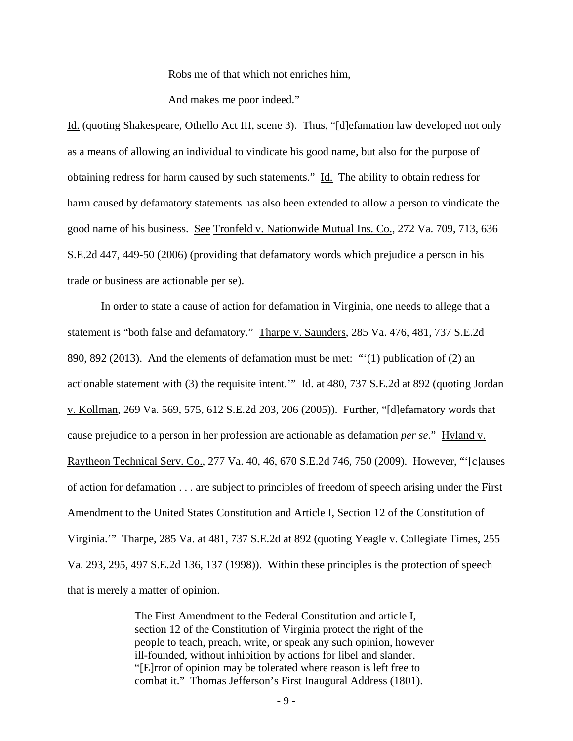Robs me of that which not enriches him,

And makes me poor indeed."

<u>Id.</u> (quoting Shakespeare, Othello Act III, scene 3). Thus, "[d]efamation law developed not only as a means of allowing an individual to vindicate his good name, but also for the purpose of obtaining redress for harm caused by such statements." <u>Id.</u> The ability to obtain redress for harm caused by defamatory statements has also been extended to allow a person to vindicate the good name of his business. <u>See</u> <u>Tronfeld v. Nationwide Mutual Ins. Co.</u>, 272 Va. 709, 713, 636 S.E.2d 447, 449-50 (2006) (providing that defamatory words which prejudice a person in his trade or business are actionable per se).

In order to state a cause of action for defamation in Virginia, one needs to allege that a statement is "both false and defamatory." <u>Tharpe v. Saunders</u>, 285 Va. 476, 481, 737 S.E.2d 890, 892 (2013). And the elements of defamation must be met: "'(1) publication of (2) an actionable statement with (3) the requisite intent.'" <u>Id.</u> at 480, 737 S.E.2d at 892 (quoting <u>Jordan v. Kollman</u>, 269 Va. 569, 575, 612 S.E.2d 203, 206 (2005)). Further, "[d]efamatory words that cause prejudice to a person in her profession are actionable as defamation *per se*." <u>Hyland v. Raytheon Technical Serv. Co.</u>, 277 Va. 40, 46, 670 S.E.2d 746, 750 (2009). However, "'[c]auses of action for defamation . . . are subject to principles of freedom of speech arising under the First Amendment to the United States Constitution and Article I, Section 12 of the Constitution of Virginia.'" <u>Tharpe</u>, 285 Va. at 481, 737 S.E.2d at 892 (quoting <u>Yeagle v. Collegiate Times</u>, 255 Va. 293, 295, 497 S.E.2d 136, 137 (1998)). Within these principles is the protection of speech that is merely a matter of opinion.

> The First Amendment to the Federal Constitution and article I, section 12 of the Constitution of Virginia protect the right of the people to teach, preach, write, or speak any such opinion, however ill-founded, without inhibition by actions for libel and slander. "[E]rror of opinion may be tolerated where reason is left free to combat it." Thomas Jefferson's First Inaugural Address (1801).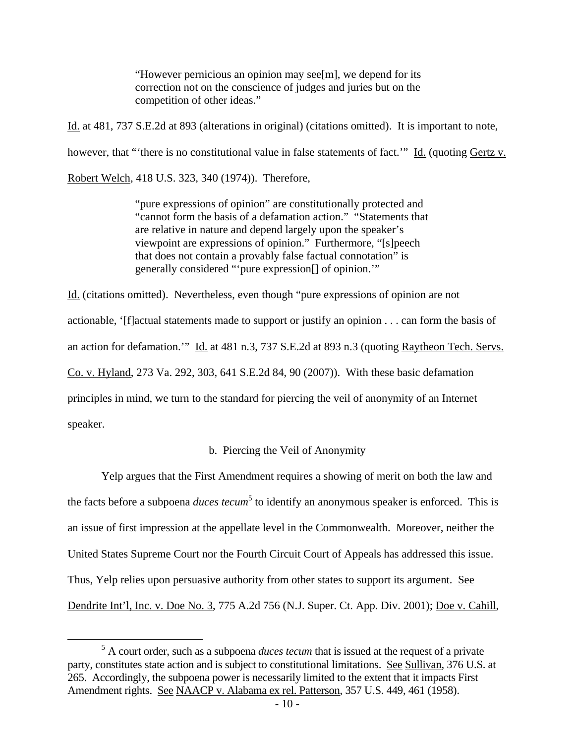> "However pernicious an opinion may see[m], we depend for its correction not on the conscience of judges and juries but on the competition of other ideas."

Id. at 481, 737 S.E.2d at 893 (alterations in original) (citations omitted). It is important to note, however, that "'there is no constitutional value in false statements of fact.'" Id. (quoting Gertz v. Robert Welch, 418 U.S. 323, 340 (1974)). Therefore,

> "pure expressions of opinion" are constitutionally protected and "cannot form the basis of a defamation action." "Statements that are relative in nature and depend largely upon the speaker's viewpoint are expressions of opinion." Furthermore, "[s]peech that does not contain a provably false factual connotation" is generally considered "'pure expression[] of opinion.'"

Id. (citations omitted). Nevertheless, even though "pure expressions of opinion are not actionable, '[f]actual statements made to support or justify an opinion . . . can form the basis of an action for defamation.'" Id. at 481 n.3, 737 S.E.2d at 893 n.3 (quoting Raytheon Tech. Servs. Co. v. Hyland, 273 Va. 292, 303, 641 S.E.2d 84, 90 (2007)). With these basic defamation principles in mind, we turn to the standard for piercing the veil of anonymity of an Internet speaker.

b. Piercing the Veil of Anonymity

Yelp argues that the First Amendment requires a showing of merit on both the law and the facts before a subpoena *duces tecum*[5] to identify an anonymous speaker is enforced. This is an issue of first impression at the appellate level in the Commonwealth. Moreover, neither the United States Supreme Court nor the Fourth Circuit Court of Appeals has addressed this issue. Thus, Yelp relies upon persuasive authority from other states to support its argument. See Dendrite Int'l, Inc. v. Doe No. 3, 775 A.2d 756 (N.J. Super. Ct. App. Div. 2001); Doe v. Cahill,

---

[5] A court order, such as a subpoena *duces tecum* that is issued at the request of a private party, constitutes state action and is subject to constitutional limitations. See Sullivan, 376 U.S. at 265. Accordingly, the subpoena power is necessarily limited to the extent that it impacts First Amendment rights. See NAACP v. Alabama ex rel. Patterson, 357 U.S. 449, 461 (1958).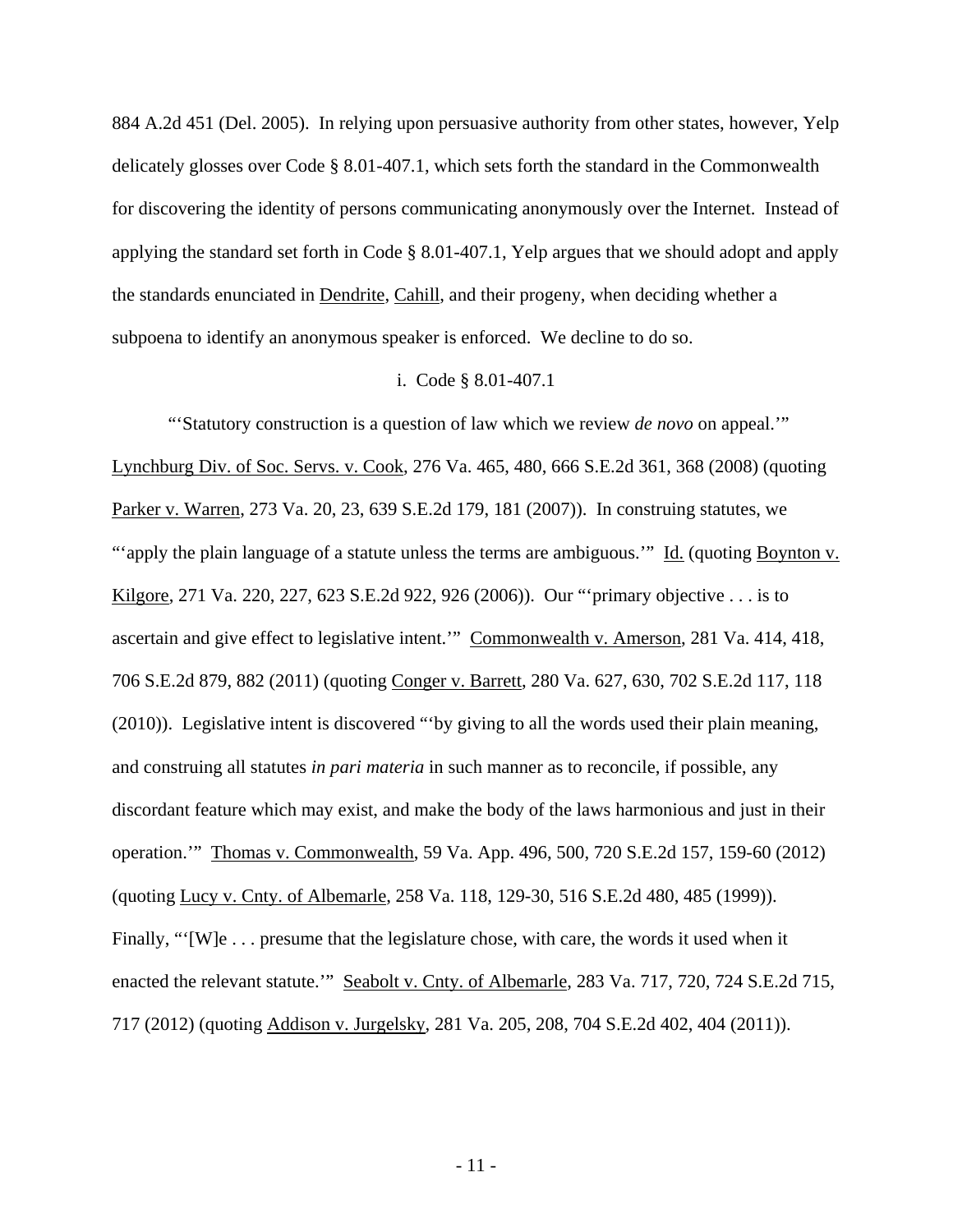884 A.2d 451 (Del. 2005). In relying upon persuasive authority from other states, however, Yelp delicately glosses over Code § 8.01-407.1, which sets forth the standard in the Commonwealth for discovering the identity of persons communicating anonymously over the Internet. Instead of applying the standard set forth in Code § 8.01-407.1, Yelp argues that we should adopt and apply the standards enunciated in Dendrite, Cahill, and their progeny, when deciding whether a subpoena to identify an anonymous speaker is enforced. We decline to do so.

i. Code § 8.01-407.1

"'Statutory construction is a question of law which we review *de novo* on appeal.'" Lynchburg Div. of Soc. Servs. v. Cook, 276 Va. 465, 480, 666 S.E.2d 361, 368 (2008) (quoting Parker v. Warren, 273 Va. 20, 23, 639 S.E.2d 179, 181 (2007)). In construing statutes, we "'apply the plain language of a statute unless the terms are ambiguous.'" Id. (quoting Boynton v. Kilgore, 271 Va. 220, 227, 623 S.E.2d 922, 926 (2006)). Our "'primary objective . . . is to ascertain and give effect to legislative intent.'" Commonwealth v. Amerson, 281 Va. 414, 418, 706 S.E.2d 879, 882 (2011) (quoting Conger v. Barrett, 280 Va. 627, 630, 702 S.E.2d 117, 118 (2010)). Legislative intent is discovered "'by giving to all the words used their plain meaning, and construing all statutes *in pari materia* in such manner as to reconcile, if possible, any discordant feature which may exist, and make the body of the laws harmonious and just in their operation.'" Thomas v. Commonwealth, 59 Va. App. 496, 500, 720 S.E.2d 157, 159-60 (2012) (quoting Lucy v. Cnty. of Albemarle, 258 Va. 118, 129-30, 516 S.E.2d 480, 485 (1999)). Finally, "'[W]e . . . presume that the legislature chose, with care, the words it used when it enacted the relevant statute.'" Seabolt v. Cnty. of Albemarle, 283 Va. 717, 720, 724 S.E.2d 715, 717 (2012) (quoting Addison v. Jurgelsky, 281 Va. 205, 208, 704 S.E.2d 402, 404 (2011)).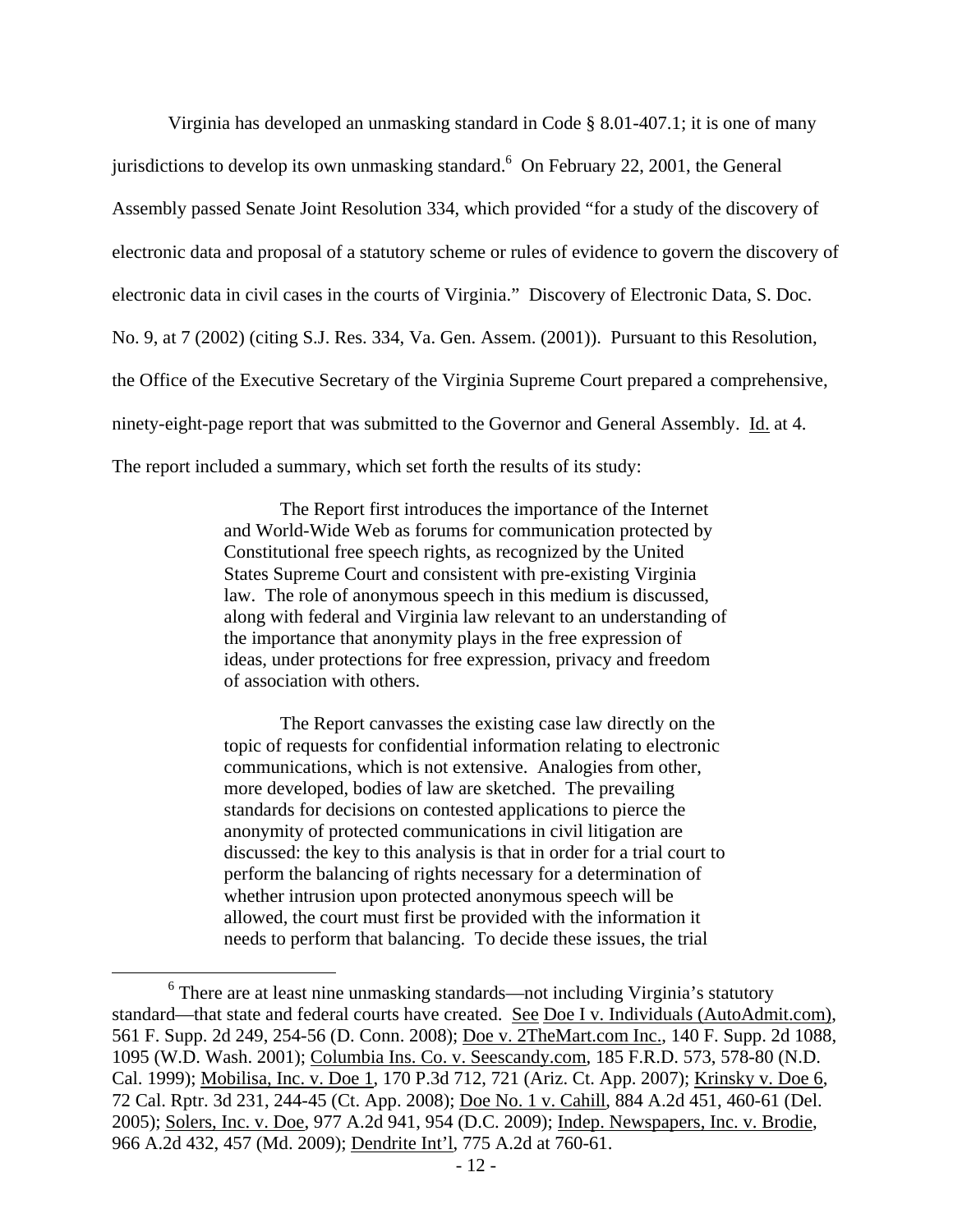Virginia has developed an unmasking standard in Code § 8.01-407.1; it is one of many jurisdictions to develop its own unmasking standard.[6] On February 22, 2001, the General Assembly passed Senate Joint Resolution 334, which provided "for a study of the discovery of electronic data and proposal of a statutory scheme or rules of evidence to govern the discovery of electronic data in civil cases in the courts of Virginia." Discovery of Electronic Data, S. Doc. No. 9, at 7 (2002) (citing S.J. Res. 334, Va. Gen. Assem. (2001)). Pursuant to this Resolution, the Office of the Executive Secretary of the Virginia Supreme Court prepared a comprehensive, ninety-eight-page report that was submitted to the Governor and General Assembly. Id. at 4. The report included a summary, which set forth the results of its study:

> The Report first introduces the importance of the Internet and World-Wide Web as forums for communication protected by Constitutional free speech rights, as recognized by the United States Supreme Court and consistent with pre-existing Virginia law. The role of anonymous speech in this medium is discussed, along with federal and Virginia law relevant to an understanding of the importance that anonymity plays in the free expression of ideas, under protections for free expression, privacy and freedom of association with others.
>
> The Report canvasses the existing case law directly on the topic of requests for confidential information relating to electronic communications, which is not extensive. Analogies from other, more developed, bodies of law are sketched. The prevailing standards for decisions on contested applications to pierce the anonymity of protected communications in civil litigation are discussed: the key to this analysis is that in order for a trial court to perform the balancing of rights necessary for a determination of whether intrusion upon protected anonymous speech will be allowed, the court must first be provided with the information it needs to perform that balancing. To decide these issues, the trial

[6] There are at least nine unmasking standards—not including Virginia's statutory standard—that state and federal courts have created. See Doe I v. Individuals (AutoAdmit.com), 561 F. Supp. 2d 249, 254-56 (D. Conn. 2008); Doe v. 2TheMart.com Inc., 140 F. Supp. 2d 1088, 1095 (W.D. Wash. 2001); Columbia Ins. Co. v. Seescandy.com, 185 F.R.D. 573, 578-80 (N.D. Cal. 1999); Mobilisa, Inc. v. Doe 1, 170 P.3d 712, 721 (Ariz. Ct. App. 2007); Krinsky v. Doe 6, 72 Cal. Rptr. 3d 231, 244-45 (Ct. App. 2008); Doe No. 1 v. Cahill, 884 A.2d 451, 460-61 (Del. 2005); Solers, Inc. v. Doe, 977 A.2d 941, 954 (D.C. 2009); Indep. Newspapers, Inc. v. Brodie, 966 A.2d 432, 457 (Md. 2009); Dendrite Int'l, 775 A.2d at 760-61.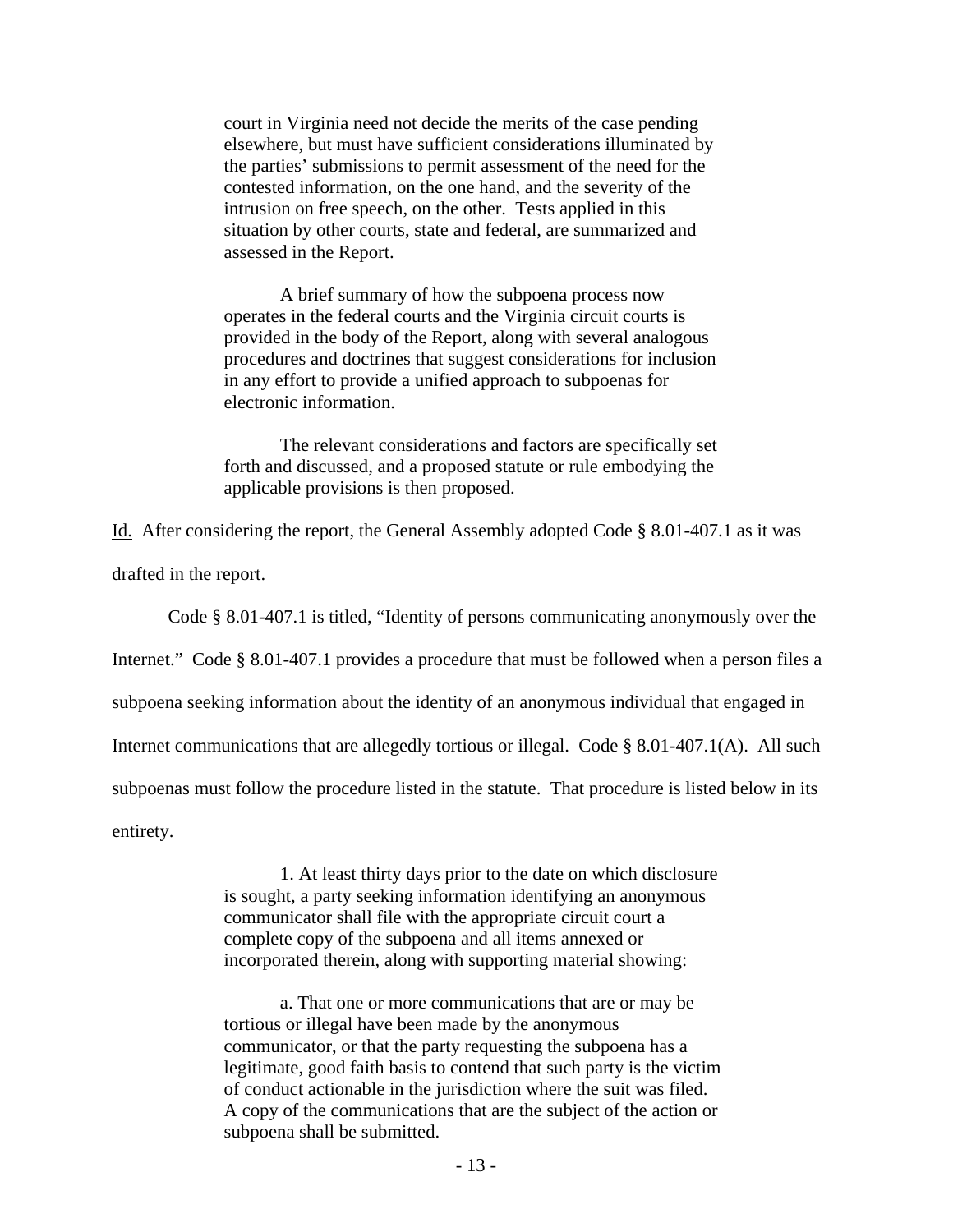> court in Virginia need not decide the merits of the case pending elsewhere, but must have sufficient considerations illuminated by the parties' submissions to permit assessment of the need for the contested information, on the one hand, and the severity of the intrusion on free speech, on the other. Tests applied in this situation by other courts, state and federal, are summarized and assessed in the Report.
>
> A brief summary of how the subpoena process now operates in the federal courts and the Virginia circuit courts is provided in the body of the Report, along with several analogous procedures and doctrines that suggest considerations for inclusion in any effort to provide a unified approach to subpoenas for electronic information.
>
> The relevant considerations and factors are specifically set forth and discussed, and a proposed statute or rule embodying the applicable provisions is then proposed.

Id. After considering the report, the General Assembly adopted Code § 8.01-407.1 as it was drafted in the report.

Code § 8.01-407.1 is titled, "Identity of persons communicating anonymously over the Internet." Code § 8.01-407.1 provides a procedure that must be followed when a person files a subpoena seeking information about the identity of an anonymous individual that engaged in Internet communications that are allegedly tortious or illegal. Code § 8.01-407.1(A). All such subpoenas must follow the procedure listed in the statute. That procedure is listed below in its entirety.

> 1. At least thirty days prior to the date on which disclosure is sought, a party seeking information identifying an anonymous communicator shall file with the appropriate circuit court a complete copy of the subpoena and all items annexed or incorporated therein, along with supporting material showing:
>
> a. That one or more communications that are or may be tortious or illegal have been made by the anonymous communicator, or that the party requesting the subpoena has a legitimate, good faith basis to contend that such party is the victim of conduct actionable in the jurisdiction where the suit was filed. A copy of the communications that are the subject of the action or subpoena shall be submitted.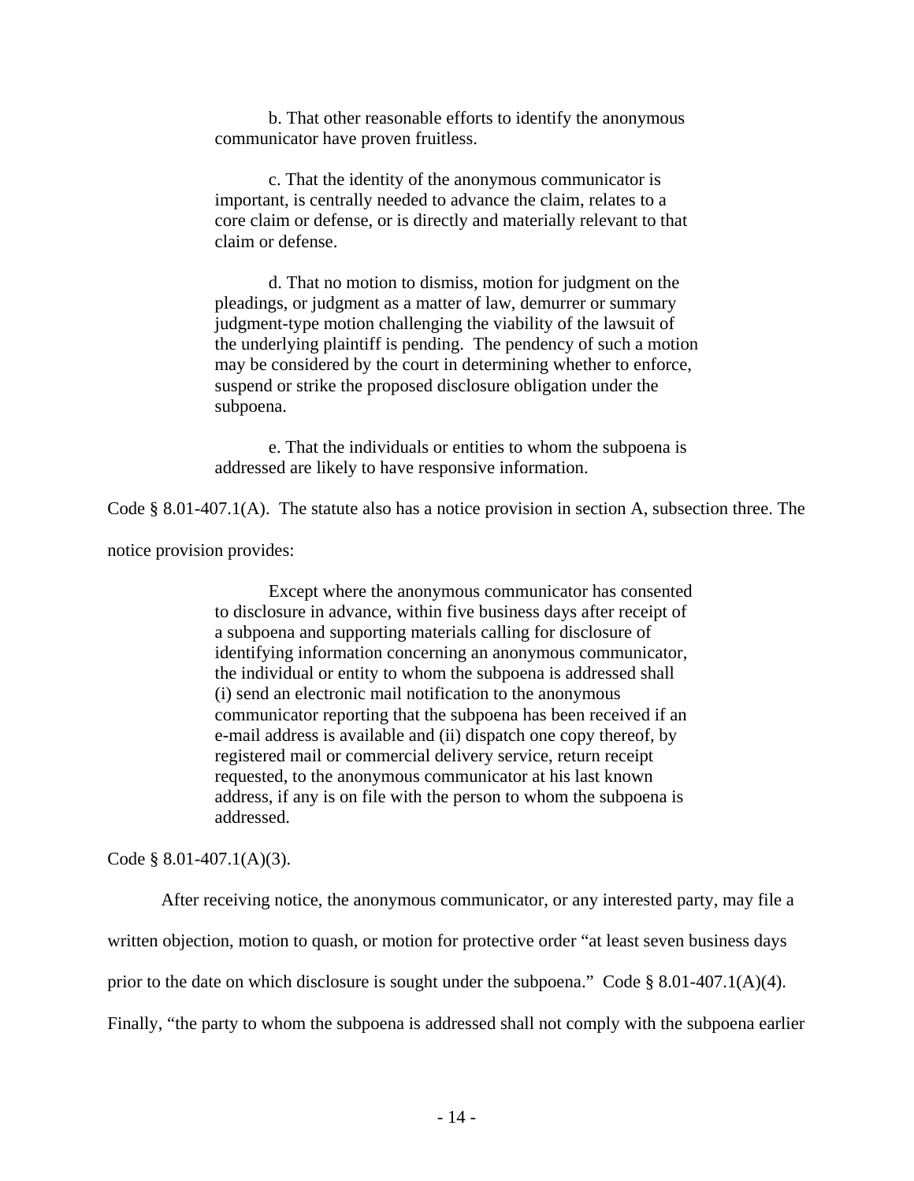> b. That other reasonable efforts to identify the anonymous communicator have proven fruitless.
>
> c. That the identity of the anonymous communicator is important, is centrally needed to advance the claim, relates to a core claim or defense, or is directly and materially relevant to that claim or defense.
>
> d. That no motion to dismiss, motion for judgment on the pleadings, or judgment as a matter of law, demurrer or summary judgment-type motion challenging the viability of the lawsuit of the underlying plaintiff is pending. The pendency of such a motion may be considered by the court in determining whether to enforce, suspend or strike the proposed disclosure obligation under the subpoena.
>
> e. That the individuals or entities to whom the subpoena is addressed are likely to have responsive information.

Code § 8.01-407.1(A). The statute also has a notice provision in section A, subsection three. The notice provision provides:

> Except where the anonymous communicator has consented to disclosure in advance, within five business days after receipt of a subpoena and supporting materials calling for disclosure of identifying information concerning an anonymous communicator, the individual or entity to whom the subpoena is addressed shall (i) send an electronic mail notification to the anonymous communicator reporting that the subpoena has been received if an e-mail address is available and (ii) dispatch one copy thereof, by registered mail or commercial delivery service, return receipt requested, to the anonymous communicator at his last known address, if any is on file with the person to whom the subpoena is addressed.

Code § 8.01-407.1(A)(3).

After receiving notice, the anonymous communicator, or any interested party, may file a written objection, motion to quash, or motion for protective order "at least seven business days prior to the date on which disclosure is sought under the subpoena." Code § 8.01-407.1(A)(4). Finally, "the party to whom the subpoena is addressed shall not comply with the subpoena earlier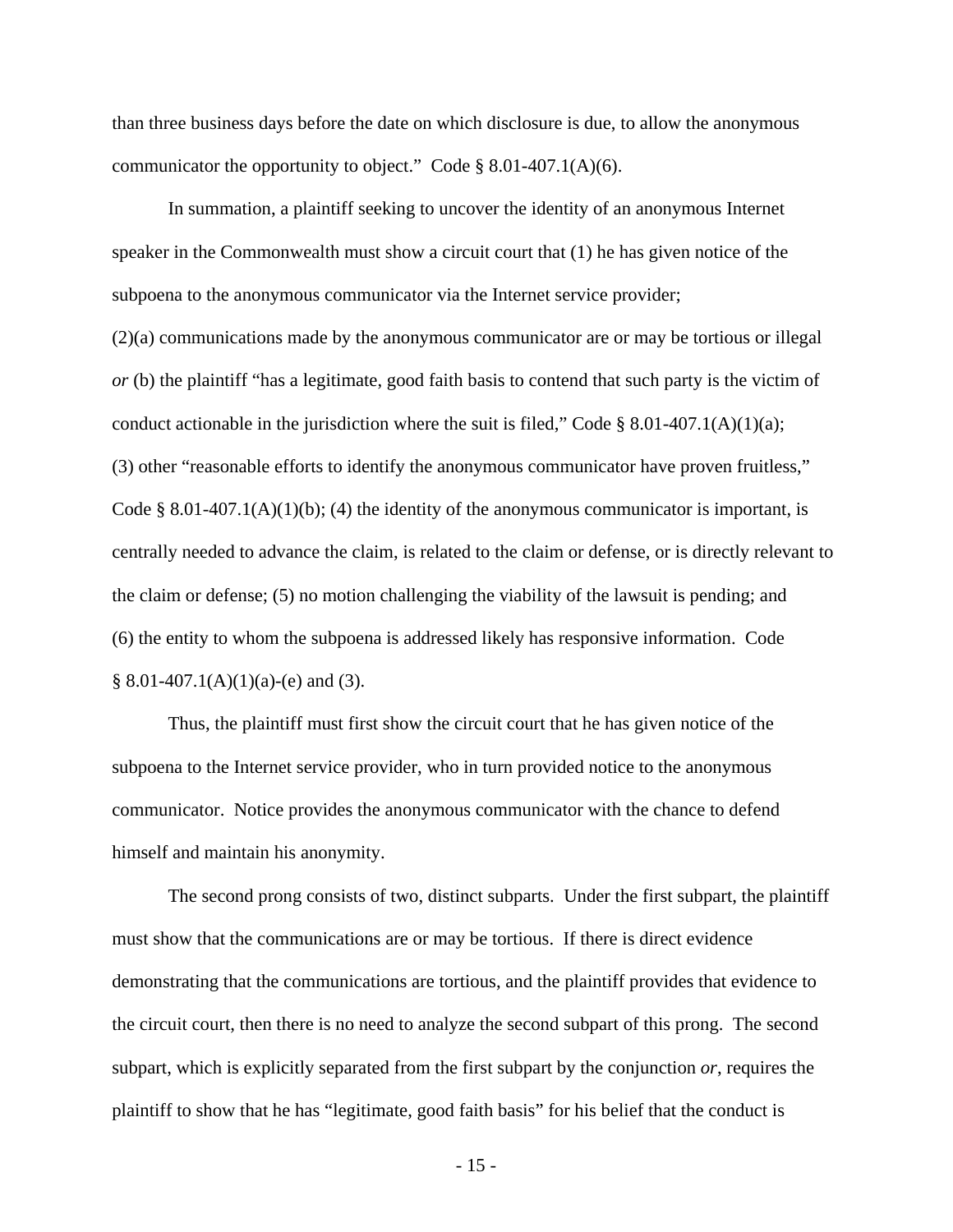than three business days before the date on which disclosure is due, to allow the anonymous communicator the opportunity to object." Code § 8.01-407.1(A)(6).

In summation, a plaintiff seeking to uncover the identity of an anonymous Internet speaker in the Commonwealth must show a circuit court that (1) he has given notice of the subpoena to the anonymous communicator via the Internet service provider; (2)(a) communications made by the anonymous communicator are or may be tortious or illegal *or* (b) the plaintiff "has a legitimate, good faith basis to contend that such party is the victim of conduct actionable in the jurisdiction where the suit is filed," Code § 8.01-407.1(A)(1)(a); (3) other "reasonable efforts to identify the anonymous communicator have proven fruitless," Code § 8.01-407.1(A)(1)(b); (4) the identity of the anonymous communicator is important, is centrally needed to advance the claim, is related to the claim or defense, or is directly relevant to the claim or defense; (5) no motion challenging the viability of the lawsuit is pending; and (6) the entity to whom the subpoena is addressed likely has responsive information. Code § 8.01-407.1(A)(1)(a)-(e) and (3).

Thus, the plaintiff must first show the circuit court that he has given notice of the subpoena to the Internet service provider, who in turn provided notice to the anonymous communicator. Notice provides the anonymous communicator with the chance to defend himself and maintain his anonymity.

The second prong consists of two, distinct subparts. Under the first subpart, the plaintiff must show that the communications are or may be tortious. If there is direct evidence demonstrating that the communications are tortious, and the plaintiff provides that evidence to the circuit court, then there is no need to analyze the second subpart of this prong. The second subpart, which is explicitly separated from the first subpart by the conjunction *or*, requires the plaintiff to show that he has "legitimate, good faith basis" for his belief that the conduct is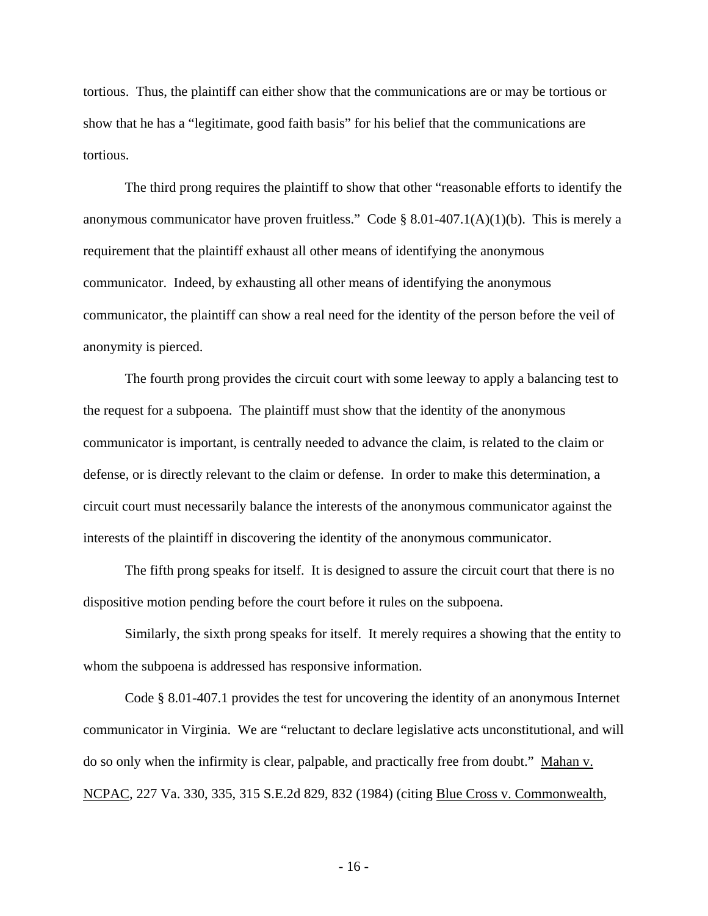tortious. Thus, the plaintiff can either show that the communications are or may be tortious or show that he has a "legitimate, good faith basis" for his belief that the communications are tortious.

The third prong requires the plaintiff to show that other "reasonable efforts to identify the anonymous communicator have proven fruitless." Code § 8.01-407.1(A)(1)(b). This is merely a requirement that the plaintiff exhaust all other means of identifying the anonymous communicator. Indeed, by exhausting all other means of identifying the anonymous communicator, the plaintiff can show a real need for the identity of the person before the veil of anonymity is pierced.

The fourth prong provides the circuit court with some leeway to apply a balancing test to the request for a subpoena. The plaintiff must show that the identity of the anonymous communicator is important, is centrally needed to advance the claim, is related to the claim or defense, or is directly relevant to the claim or defense. In order to make this determination, a circuit court must necessarily balance the interests of the anonymous communicator against the interests of the plaintiff in discovering the identity of the anonymous communicator.

The fifth prong speaks for itself. It is designed to assure the circuit court that there is no dispositive motion pending before the court before it rules on the subpoena.

Similarly, the sixth prong speaks for itself. It merely requires a showing that the entity to whom the subpoena is addressed has responsive information.

Code § 8.01-407.1 provides the test for uncovering the identity of an anonymous Internet communicator in Virginia. We are "reluctant to declare legislative acts unconstitutional, and will do so only when the infirmity is clear, palpable, and practically free from doubt." Mahan v. NCPAC, 227 Va. 330, 335, 315 S.E.2d 829, 832 (1984) (citing Blue Cross v. Commonwealth,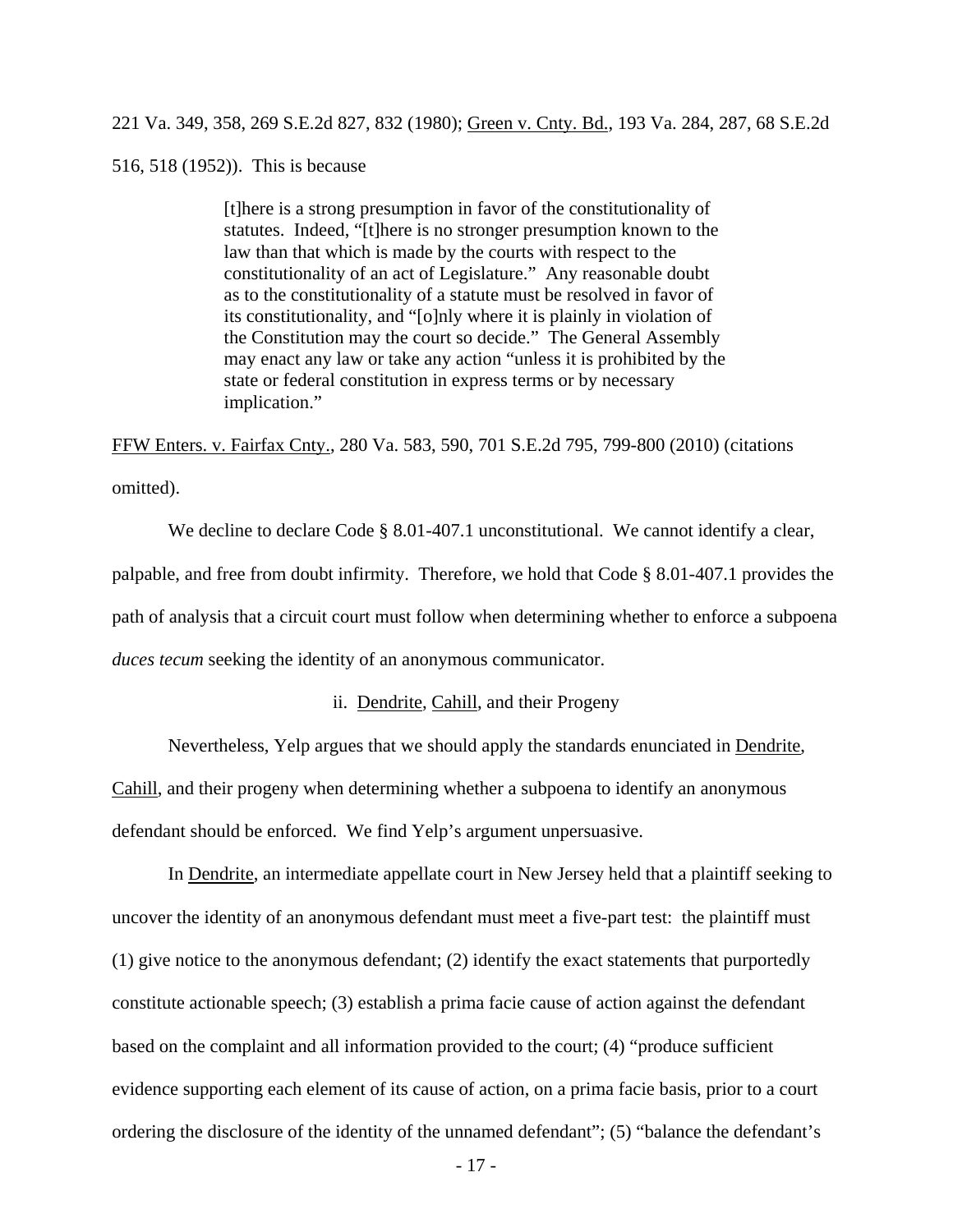221 Va. 349, 358, 269 S.E.2d 827, 832 (1980); Green v. Cnty. Bd., 193 Va. 284, 287, 68 S.E.2d 516, 518 (1952)). This is because

> [t]here is a strong presumption in favor of the constitutionality of statutes. Indeed, "[t]here is no stronger presumption known to the law than that which is made by the courts with respect to the constitutionality of an act of Legislature." Any reasonable doubt as to the constitutionality of a statute must be resolved in favor of its constitutionality, and "[o]nly where it is plainly in violation of the Constitution may the court so decide." The General Assembly may enact any law or take any action "unless it is prohibited by the state or federal constitution in express terms or by necessary implication."

FFW Enters. v. Fairfax Cnty., 280 Va. 583, 590, 701 S.E.2d 795, 799-800 (2010) (citations omitted).

We decline to declare Code § 8.01-407.1 unconstitutional. We cannot identify a clear, palpable, and free from doubt infirmity. Therefore, we hold that Code § 8.01-407.1 provides the path of analysis that a circuit court must follow when determining whether to enforce a subpoena *duces tecum* seeking the identity of an anonymous communicator.

ii. Dendrite, Cahill, and their Progeny

Nevertheless, Yelp argues that we should apply the standards enunciated in Dendrite, Cahill, and their progeny when determining whether a subpoena to identify an anonymous defendant should be enforced. We find Yelp's argument unpersuasive.

In Dendrite, an intermediate appellate court in New Jersey held that a plaintiff seeking to uncover the identity of an anonymous defendant must meet a five-part test: the plaintiff must (1) give notice to the anonymous defendant; (2) identify the exact statements that purportedly constitute actionable speech; (3) establish a prima facie cause of action against the defendant based on the complaint and all information provided to the court; (4) "produce sufficient evidence supporting each element of its cause of action, on a prima facie basis, prior to a court ordering the disclosure of the identity of the unnamed defendant"; (5) "balance the defendant's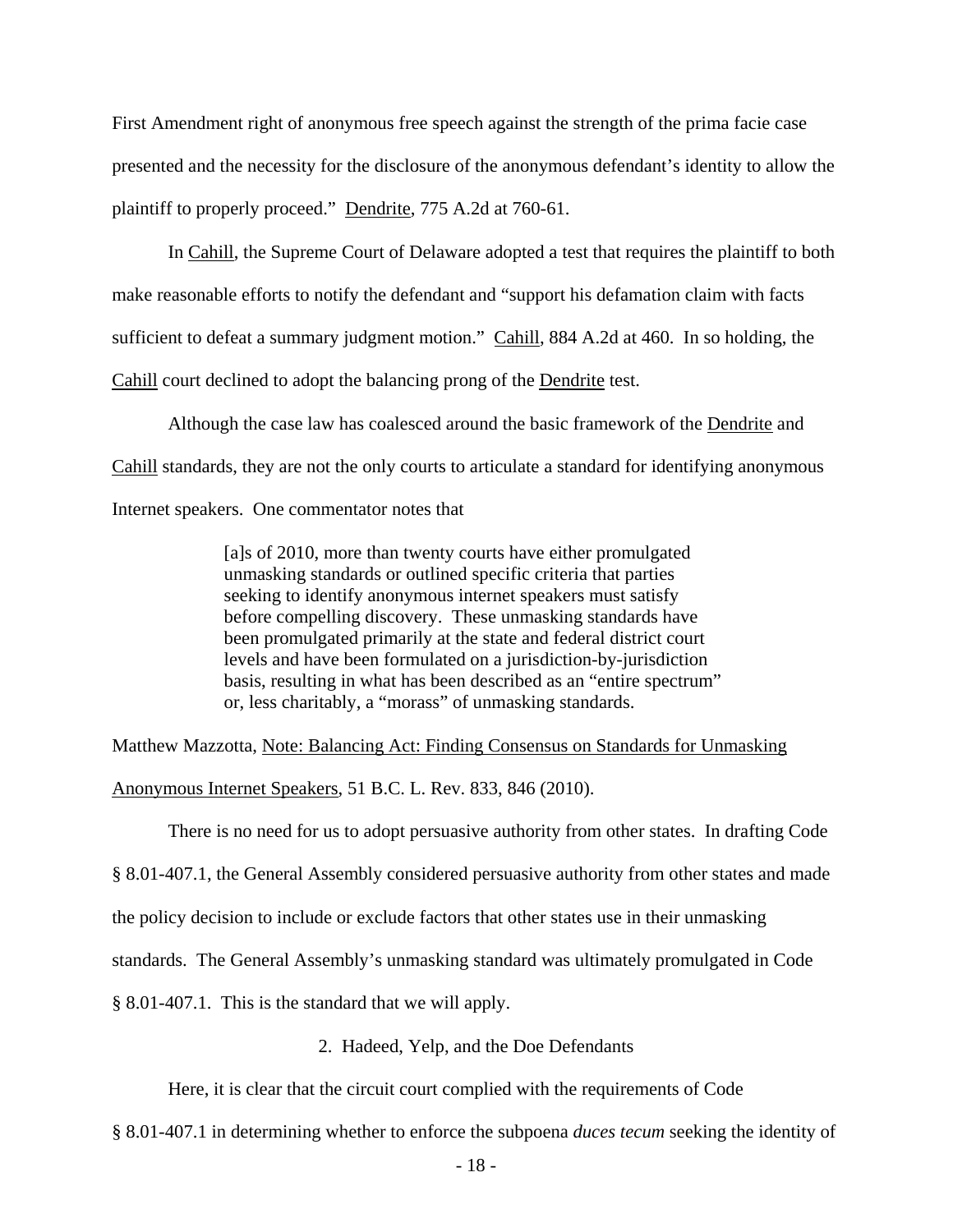First Amendment right of anonymous free speech against the strength of the prima facie case presented and the necessity for the disclosure of the anonymous defendant's identity to allow the plaintiff to properly proceed." Dendrite, 775 A.2d at 760-61.

In Cahill, the Supreme Court of Delaware adopted a test that requires the plaintiff to both make reasonable efforts to notify the defendant and "support his defamation claim with facts sufficient to defeat a summary judgment motion." Cahill, 884 A.2d at 460. In so holding, the Cahill court declined to adopt the balancing prong of the Dendrite test.

Although the case law has coalesced around the basic framework of the Dendrite and Cahill standards, they are not the only courts to articulate a standard for identifying anonymous Internet speakers. One commentator notes that

> [a]s of 2010, more than twenty courts have either promulgated unmasking standards or outlined specific criteria that parties seeking to identify anonymous internet speakers must satisfy before compelling discovery. These unmasking standards have been promulgated primarily at the state and federal district court levels and have been formulated on a jurisdiction-by-jurisdiction basis, resulting in what has been described as an "entire spectrum" or, less charitably, a "morass" of unmasking standards.

Matthew Mazzotta, Note: Balancing Act: Finding Consensus on Standards for Unmasking Anonymous Internet Speakers, 51 B.C. L. Rev. 833, 846 (2010).

There is no need for us to adopt persuasive authority from other states. In drafting Code § 8.01-407.1, the General Assembly considered persuasive authority from other states and made the policy decision to include or exclude factors that other states use in their unmasking standards. The General Assembly's unmasking standard was ultimately promulgated in Code § 8.01-407.1. This is the standard that we will apply.

2. Hadeed, Yelp, and the Doe Defendants

Here, it is clear that the circuit court complied with the requirements of Code § 8.01-407.1 in determining whether to enforce the subpoena *duces tecum* seeking the identity of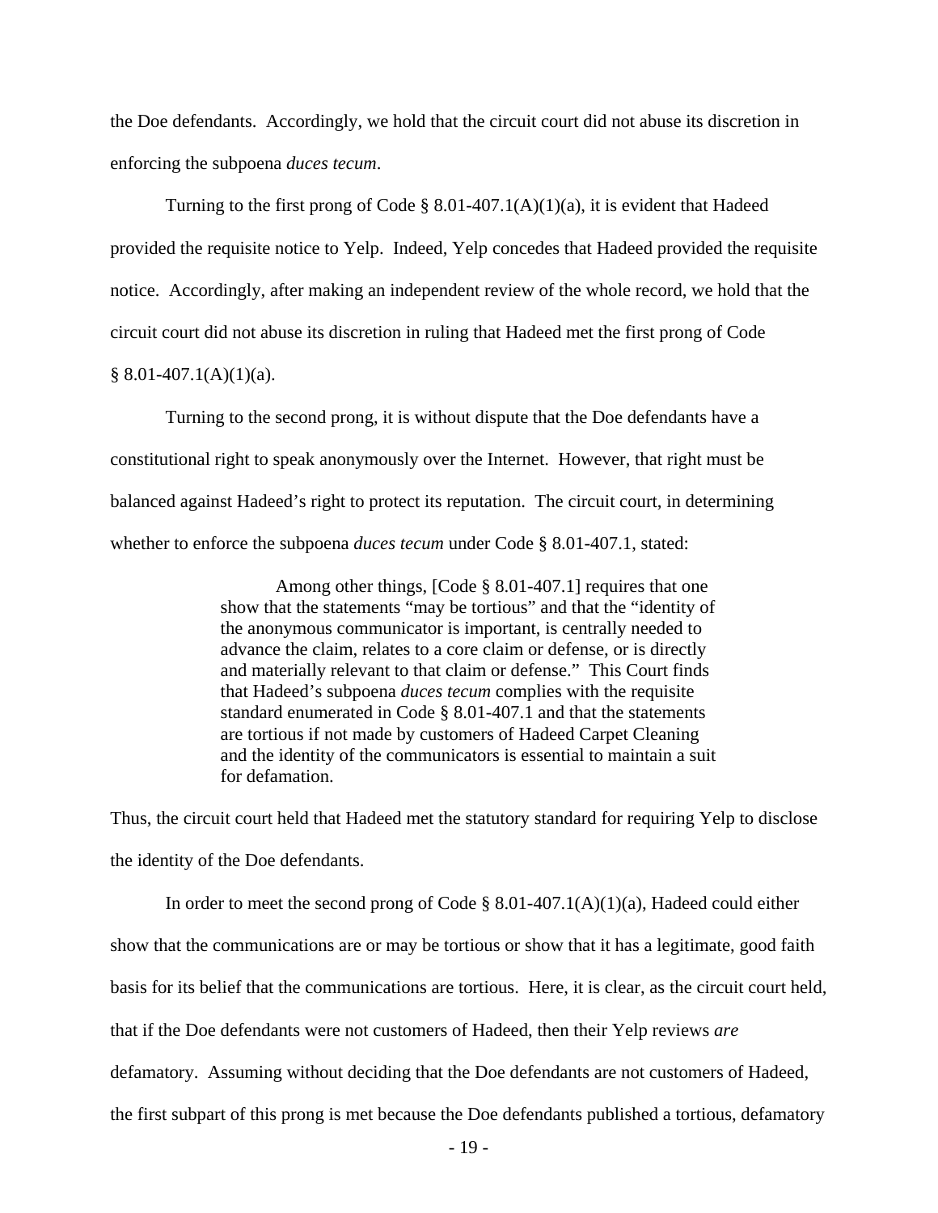the Doe defendants. Accordingly, we hold that the circuit court did not abuse its discretion in enforcing the subpoena *duces tecum*.

Turning to the first prong of Code § 8.01-407.1(A)(1)(a), it is evident that Hadeed provided the requisite notice to Yelp. Indeed, Yelp concedes that Hadeed provided the requisite notice. Accordingly, after making an independent review of the whole record, we hold that the circuit court did not abuse its discretion in ruling that Hadeed met the first prong of Code § 8.01-407.1(A)(1)(a).

Turning to the second prong, it is without dispute that the Doe defendants have a constitutional right to speak anonymously over the Internet. However, that right must be balanced against Hadeed's right to protect its reputation. The circuit court, in determining whether to enforce the subpoena *duces tecum* under Code § 8.01-407.1, stated:

> Among other things, [Code § 8.01-407.1] requires that one show that the statements "may be tortious" and that the "identity of the anonymous communicator is important, is centrally needed to advance the claim, relates to a core claim or defense, or is directly and materially relevant to that claim or defense." This Court finds that Hadeed's subpoena *duces tecum* complies with the requisite standard enumerated in Code § 8.01-407.1 and that the statements are tortious if not made by customers of Hadeed Carpet Cleaning and the identity of the communicators is essential to maintain a suit for defamation.

Thus, the circuit court held that Hadeed met the statutory standard for requiring Yelp to disclose the identity of the Doe defendants.

In order to meet the second prong of Code § 8.01-407.1(A)(1)(a), Hadeed could either show that the communications are or may be tortious or show that it has a legitimate, good faith basis for its belief that the communications are tortious. Here, it is clear, as the circuit court held, that if the Doe defendants were not customers of Hadeed, then their Yelp reviews *are* defamatory. Assuming without deciding that the Doe defendants are not customers of Hadeed, the first subpart of this prong is met because the Doe defendants published a tortious, defamatory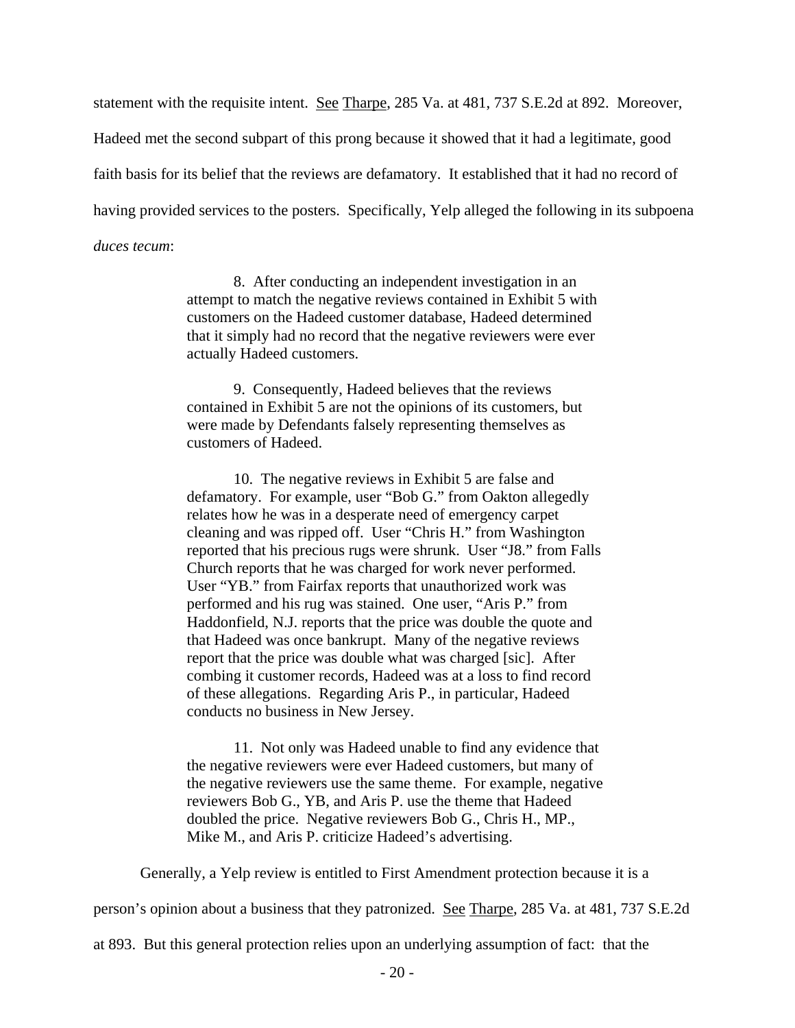statement with the requisite intent. See Tharpe, 285 Va. at 481, 737 S.E.2d at 892. Moreover, Hadeed met the second subpart of this prong because it showed that it had a legitimate, good faith basis for its belief that the reviews are defamatory. It established that it had no record of having provided services to the posters. Specifically, Yelp alleged the following in its subpoena *duces tecum*:

> 8. After conducting an independent investigation in an attempt to match the negative reviews contained in Exhibit 5 with customers on the Hadeed customer database, Hadeed determined that it simply had no record that the negative reviewers were ever actually Hadeed customers.
>
> 9. Consequently, Hadeed believes that the reviews contained in Exhibit 5 are not the opinions of its customers, but were made by Defendants falsely representing themselves as customers of Hadeed.
>
> 10. The negative reviews in Exhibit 5 are false and defamatory. For example, user "Bob G." from Oakton allegedly relates how he was in a desperate need of emergency carpet cleaning and was ripped off. User "Chris H." from Washington reported that his precious rugs were shrunk. User "J8." from Falls Church reports that he was charged for work never performed. User "YB." from Fairfax reports that unauthorized work was performed and his rug was stained. One user, "Aris P." from Haddonfield, N.J. reports that the price was double the quote and that Hadeed was once bankrupt. Many of the negative reviews report that the price was double what was charged [sic]. After combing it customer records, Hadeed was at a loss to find record of these allegations. Regarding Aris P., in particular, Hadeed conducts no business in New Jersey.
>
> 11. Not only was Hadeed unable to find any evidence that the negative reviewers were ever Hadeed customers, but many of the negative reviewers use the same theme. For example, negative reviewers Bob G., YB, and Aris P. use the theme that Hadeed doubled the price. Negative reviewers Bob G., Chris H., MP., Mike M., and Aris P. criticize Hadeed's advertising.

Generally, a Yelp review is entitled to First Amendment protection because it is a person's opinion about a business that they patronized. See Tharpe, 285 Va. at 481, 737 S.E.2d at 893. But this general protection relies upon an underlying assumption of fact: that the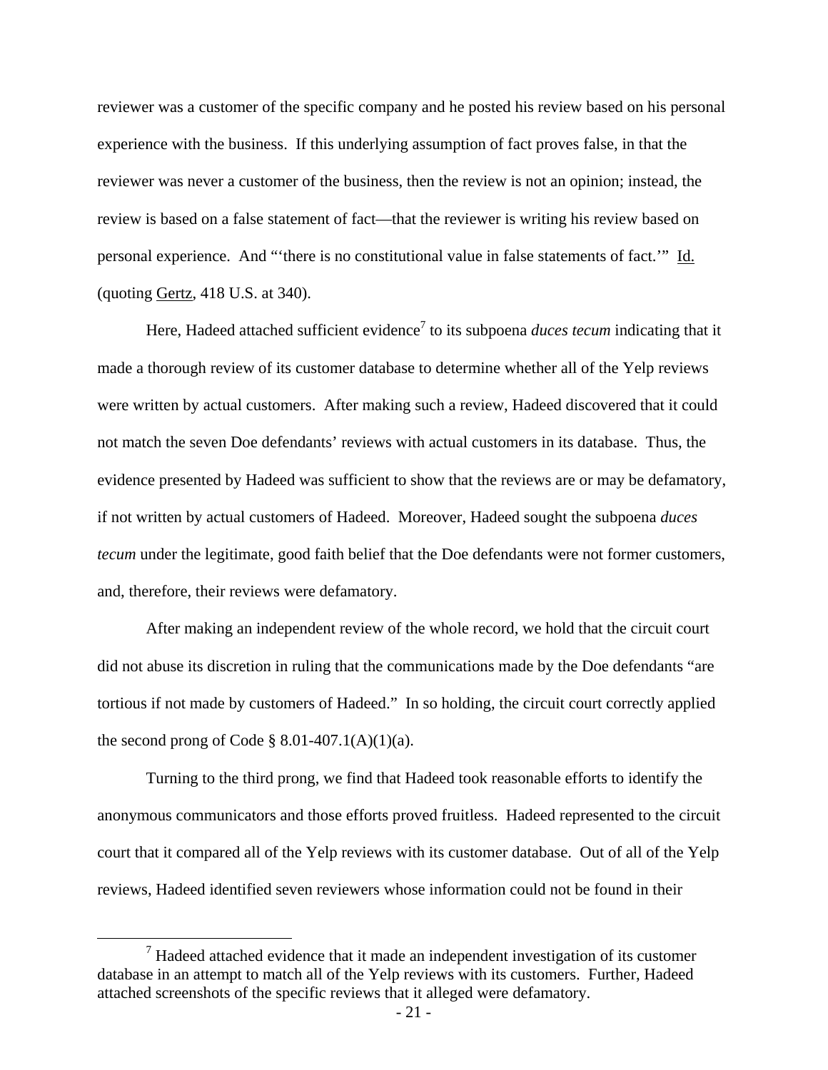reviewer was a customer of the specific company and he posted his review based on his personal experience with the business. If this underlying assumption of fact proves false, in that the reviewer was never a customer of the business, then the review is not an opinion; instead, the review is based on a false statement of fact—that the reviewer is writing his review based on personal experience. And "'there is no constitutional value in false statements of fact.'" Id. (quoting Gertz, 418 U.S. at 340).

Here, Hadeed attached sufficient evidence[7] to its subpoena *duces tecum* indicating that it made a thorough review of its customer database to determine whether all of the Yelp reviews were written by actual customers. After making such a review, Hadeed discovered that it could not match the seven Doe defendants' reviews with actual customers in its database. Thus, the evidence presented by Hadeed was sufficient to show that the reviews are or may be defamatory, if not written by actual customers of Hadeed. Moreover, Hadeed sought the subpoena *duces tecum* under the legitimate, good faith belief that the Doe defendants were not former customers, and, therefore, their reviews were defamatory.

After making an independent review of the whole record, we hold that the circuit court did not abuse its discretion in ruling that the communications made by the Doe defendants "are tortious if not made by customers of Hadeed." In so holding, the circuit court correctly applied the second prong of Code § 8.01-407.1(A)(1)(a).

Turning to the third prong, we find that Hadeed took reasonable efforts to identify the anonymous communicators and those efforts proved fruitless. Hadeed represented to the circuit court that it compared all of the Yelp reviews with its customer database. Out of all of the Yelp reviews, Hadeed identified seven reviewers whose information could not be found in their

---

[7] Hadeed attached evidence that it made an independent investigation of its customer database in an attempt to match all of the Yelp reviews with its customers. Further, Hadeed attached screenshots of the specific reviews that it alleged were defamatory.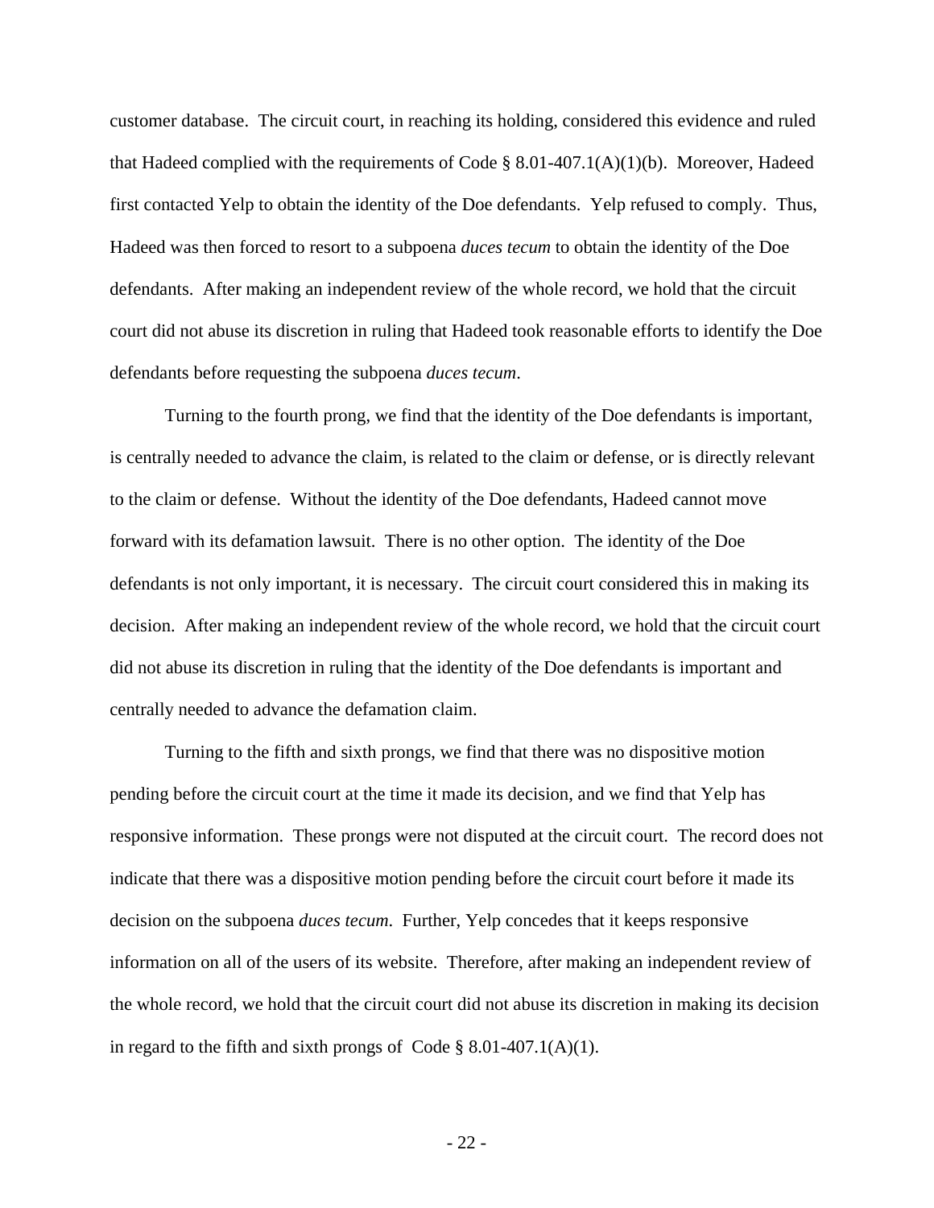customer database. The circuit court, in reaching its holding, considered this evidence and ruled that Hadeed complied with the requirements of Code § 8.01-407.1(A)(1)(b). Moreover, Hadeed first contacted Yelp to obtain the identity of the Doe defendants. Yelp refused to comply. Thus, Hadeed was then forced to resort to a subpoena *duces tecum* to obtain the identity of the Doe defendants. After making an independent review of the whole record, we hold that the circuit court did not abuse its discretion in ruling that Hadeed took reasonable efforts to identify the Doe defendants before requesting the subpoena *duces tecum*.

Turning to the fourth prong, we find that the identity of the Doe defendants is important, is centrally needed to advance the claim, is related to the claim or defense, or is directly relevant to the claim or defense. Without the identity of the Doe defendants, Hadeed cannot move forward with its defamation lawsuit. There is no other option. The identity of the Doe defendants is not only important, it is necessary. The circuit court considered this in making its decision. After making an independent review of the whole record, we hold that the circuit court did not abuse its discretion in ruling that the identity of the Doe defendants is important and centrally needed to advance the defamation claim.

Turning to the fifth and sixth prongs, we find that there was no dispositive motion pending before the circuit court at the time it made its decision, and we find that Yelp has responsive information. These prongs were not disputed at the circuit court. The record does not indicate that there was a dispositive motion pending before the circuit court before it made its decision on the subpoena *duces tecum*. Further, Yelp concedes that it keeps responsive information on all of the users of its website. Therefore, after making an independent review of the whole record, we hold that the circuit court did not abuse its discretion in making its decision in regard to the fifth and sixth prongs of Code § 8.01-407.1(A)(1).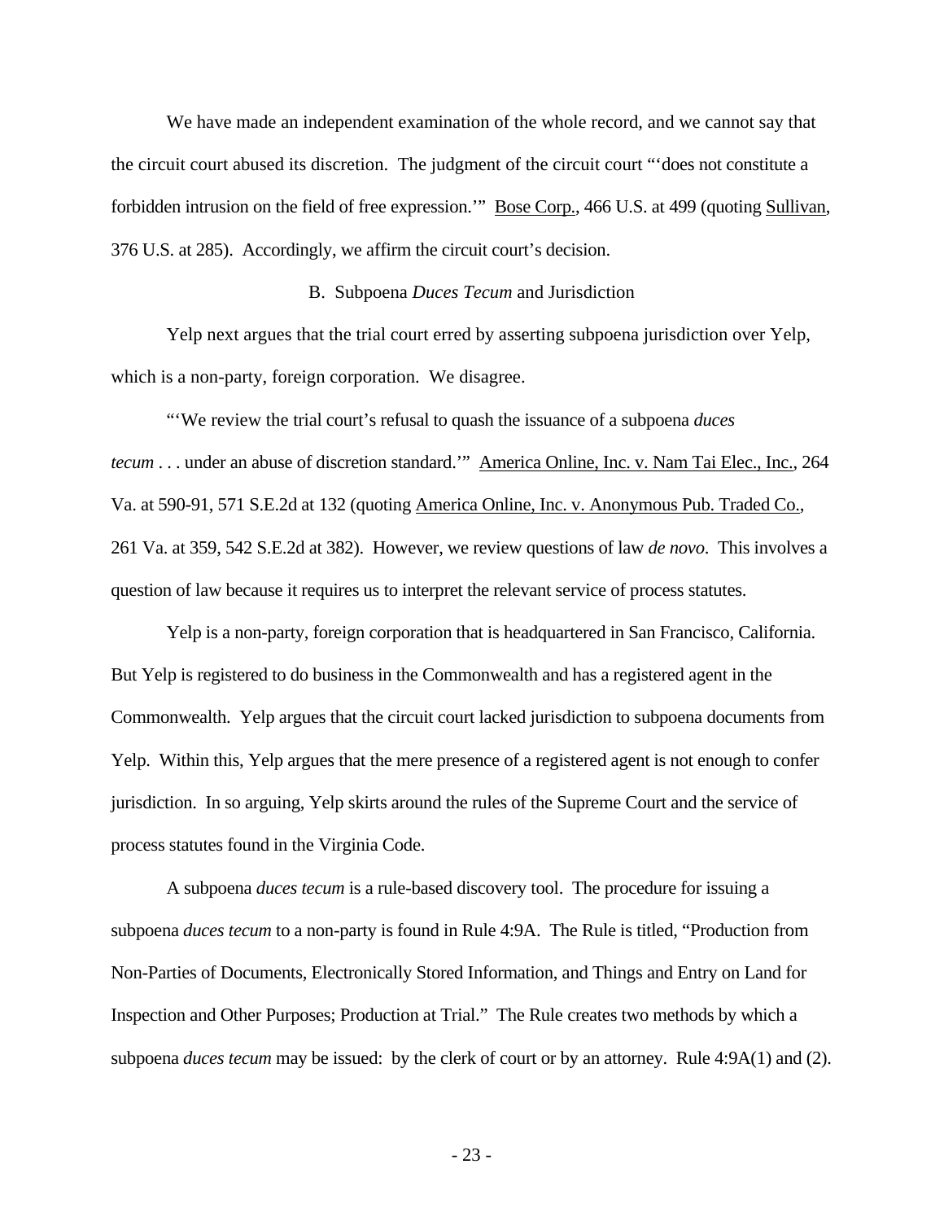We have made an independent examination of the whole record, and we cannot say that the circuit court abused its discretion. The judgment of the circuit court "'does not constitute a forbidden intrusion on the field of free expression.'" Bose Corp., 466 U.S. at 499 (quoting Sullivan, 376 U.S. at 285). Accordingly, we affirm the circuit court's decision.

### B. Subpoena *Duces Tecum* and Jurisdiction

Yelp next argues that the trial court erred by asserting subpoena jurisdiction over Yelp, which is a non-party, foreign corporation. We disagree.

"'We review the trial court's refusal to quash the issuance of a subpoena *duces tecum* . . . under an abuse of discretion standard.'" America Online, Inc. v. Nam Tai Elec., Inc., 264 Va. at 590-91, 571 S.E.2d at 132 (quoting America Online, Inc. v. Anonymous Pub. Traded Co., 261 Va. at 359, 542 S.E.2d at 382). However, we review questions of law *de novo*. This involves a question of law because it requires us to interpret the relevant service of process statutes.

Yelp is a non-party, foreign corporation that is headquartered in San Francisco, California. But Yelp is registered to do business in the Commonwealth and has a registered agent in the Commonwealth. Yelp argues that the circuit court lacked jurisdiction to subpoena documents from Yelp. Within this, Yelp argues that the mere presence of a registered agent is not enough to confer jurisdiction. In so arguing, Yelp skirts around the rules of the Supreme Court and the service of process statutes found in the Virginia Code.

A subpoena *duces tecum* is a rule-based discovery tool. The procedure for issuing a subpoena *duces tecum* to a non-party is found in Rule 4:9A. The Rule is titled, "Production from Non-Parties of Documents, Electronically Stored Information, and Things and Entry on Land for Inspection and Other Purposes; Production at Trial." The Rule creates two methods by which a subpoena *duces tecum* may be issued: by the clerk of court or by an attorney. Rule 4:9A(1) and (2).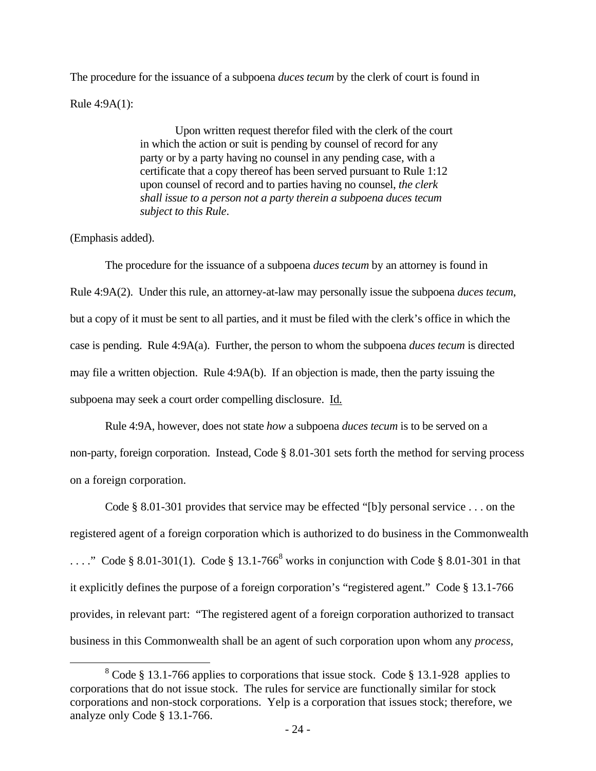The procedure for the issuance of a subpoena *duces tecum* by the clerk of court is found in Rule 4:9A(1):

> Upon written request therefor filed with the clerk of the court in which the action or suit is pending by counsel of record for any party or by a party having no counsel in any pending case, with a certificate that a copy thereof has been served pursuant to Rule 1:12 upon counsel of record and to parties having no counsel, *the clerk shall issue to a person not a party therein a subpoena duces tecum subject to this Rule*.

(Emphasis added).

The procedure for the issuance of a subpoena *duces tecum* by an attorney is found in Rule 4:9A(2). Under this rule, an attorney-at-law may personally issue the subpoena *duces tecum*, but a copy of it must be sent to all parties, and it must be filed with the clerk's office in which the case is pending. Rule 4:9A(a). Further, the person to whom the subpoena *duces tecum* is directed may file a written objection. Rule 4:9A(b). If an objection is made, then the party issuing the subpoena may seek a court order compelling disclosure. Id.

Rule 4:9A, however, does not state *how* a subpoena *duces tecum* is to be served on a non-party, foreign corporation. Instead, Code § 8.01-301 sets forth the method for serving process on a foreign corporation.

Code § 8.01-301 provides that service may be effected "[b]y personal service . . . on the registered agent of a foreign corporation which is authorized to do business in the Commonwealth . . . ." Code § 8.01-301(1). Code § 13.1-766[8] works in conjunction with Code § 8.01-301 in that it explicitly defines the purpose of a foreign corporation's "registered agent." Code § 13.1-766 provides, in relevant part: "The registered agent of a foreign corporation authorized to transact business in this Commonwealth shall be an agent of such corporation upon whom any *process,*

---

[8] Code § 13.1-766 applies to corporations that issue stock. Code § 13.1-928 applies to corporations that do not issue stock. The rules for service are functionally similar for stock corporations and non-stock corporations. Yelp is a corporation that issues stock; therefore, we analyze only Code § 13.1-766.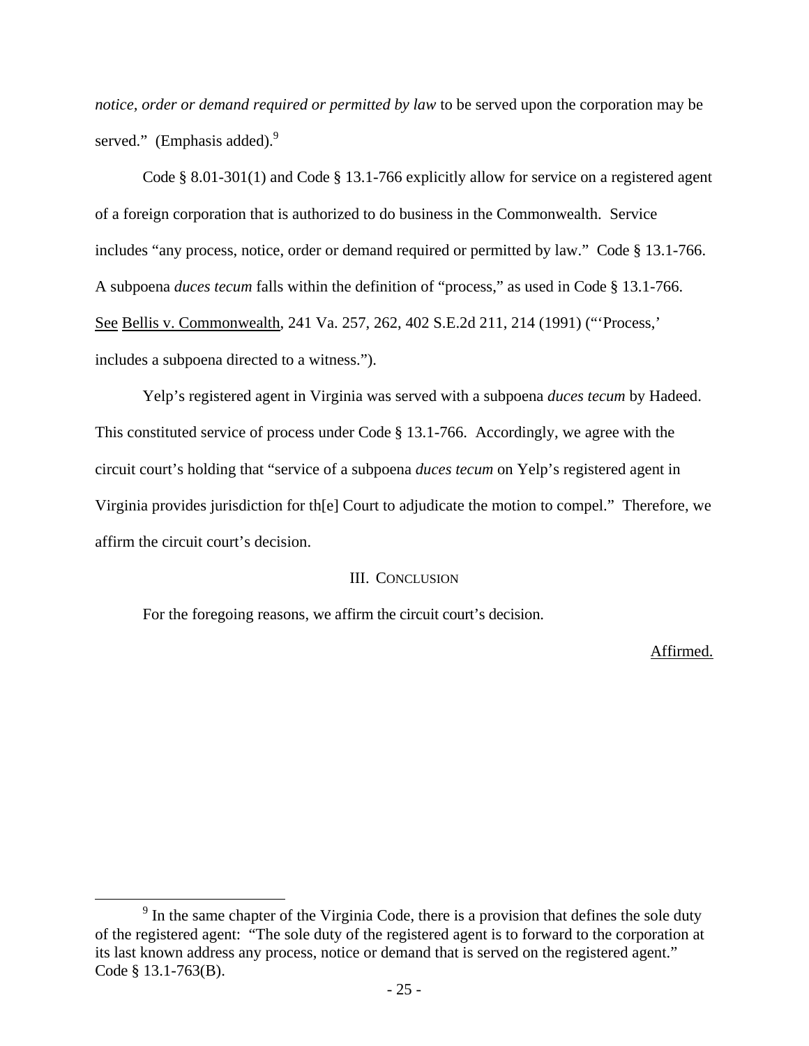*notice, order or demand required or permitted by law* to be served upon the corporation may be served." (Emphasis added).[9]

Code § 8.01-301(1) and Code § 13.1-766 explicitly allow for service on a registered agent of a foreign corporation that is authorized to do business in the Commonwealth. Service includes "any process, notice, order or demand required or permitted by law." Code § 13.1-766. A subpoena *duces tecum* falls within the definition of "process," as used in Code § 13.1-766. See Bellis v. Commonwealth, 241 Va. 257, 262, 402 S.E.2d 211, 214 (1991) ("'Process,' includes a subpoena directed to a witness.").

Yelp's registered agent in Virginia was served with a subpoena *duces tecum* by Hadeed. This constituted service of process under Code § 13.1-766. Accordingly, we agree with the circuit court's holding that "service of a subpoena *duces tecum* on Yelp's registered agent in Virginia provides jurisdiction for th[e] Court to adjudicate the motion to compel." Therefore, we affirm the circuit court's decision.

## III. CONCLUSION

For the foregoing reasons, we affirm the circuit court's decision.

Affirmed.

---

[9] In the same chapter of the Virginia Code, there is a provision that defines the sole duty of the registered agent: "The sole duty of the registered agent is to forward to the corporation at its last known address any process, notice or demand that is served on the registered agent." Code § 13.1-763(B).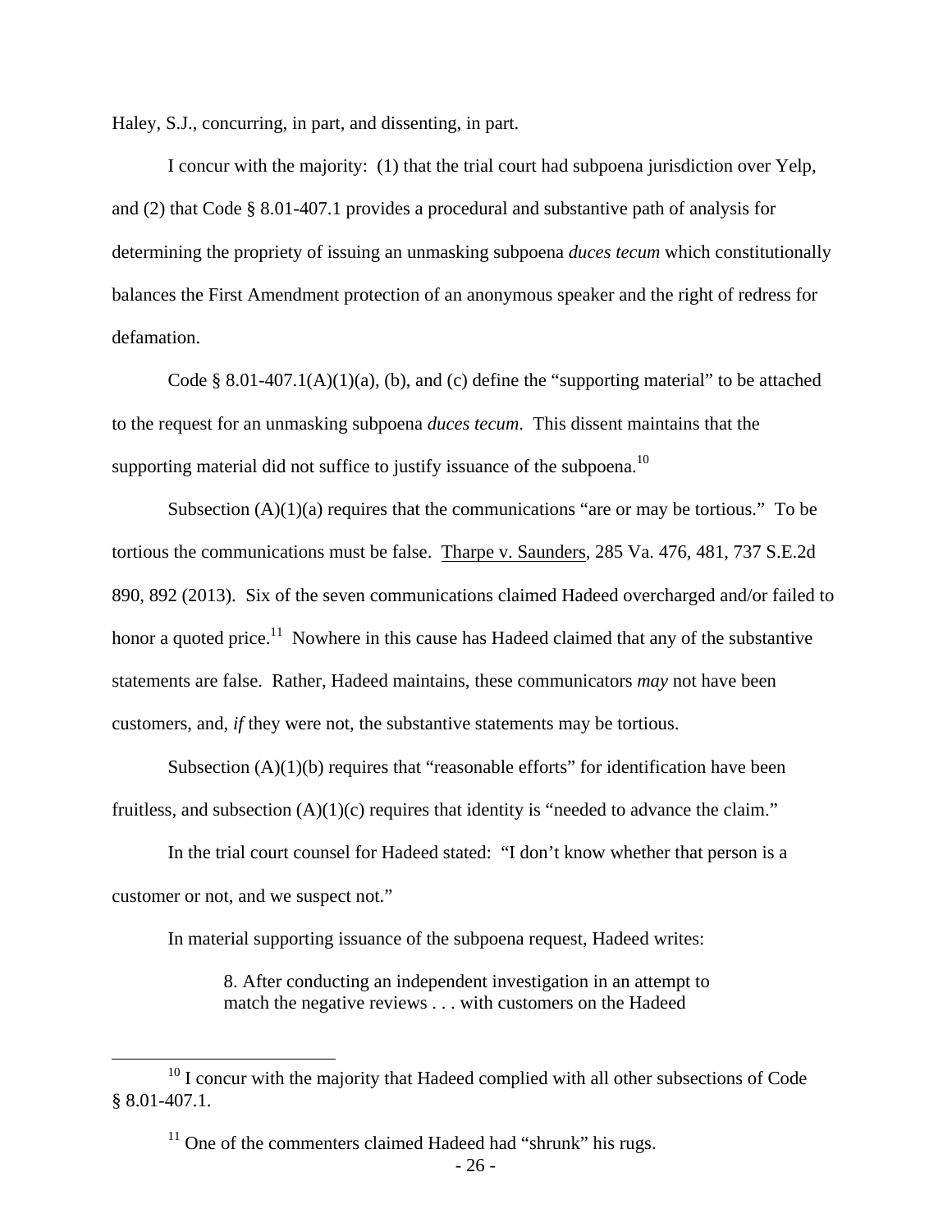Haley, S.J., concurring, in part, and dissenting, in part.

I concur with the majority: (1) that the trial court had subpoena jurisdiction over Yelp, and (2) that Code § 8.01-407.1 provides a procedural and substantive path of analysis for determining the propriety of issuing an unmasking subpoena *duces tecum* which constitutionally balances the First Amendment protection of an anonymous speaker and the right of redress for defamation.

Code § 8.01-407.1(A)(1)(a), (b), and (c) define the "supporting material" to be attached to the request for an unmasking subpoena *duces tecum*. This dissent maintains that the supporting material did not suffice to justify issuance of the subpoena.[10]

Subsection (A)(1)(a) requires that the communications "are or may be tortious." To be tortious the communications must be false. Tharpe v. Saunders, 285 Va. 476, 481, 737 S.E.2d 890, 892 (2013). Six of the seven communications claimed Hadeed overcharged and/or failed to honor a quoted price.[11] Nowhere in this cause has Hadeed claimed that any of the substantive statements are false. Rather, Hadeed maintains, these communicators *may* not have been customers, and, *if* they were not, the substantive statements may be tortious.

Subsection (A)(1)(b) requires that "reasonable efforts" for identification have been fruitless, and subsection (A)(1)(c) requires that identity is "needed to advance the claim."

In the trial court counsel for Hadeed stated: "I don't know whether that person is a customer or not, and we suspect not."

In material supporting issuance of the subpoena request, Hadeed writes:

> 8. After conducting an independent investigation in an attempt to match the negative reviews . . . with customers on the Hadeed

---

[10] I concur with the majority that Hadeed complied with all other subsections of Code § 8.01-407.1.

[11] One of the commenters claimed Hadeed had "shrunk" his rugs.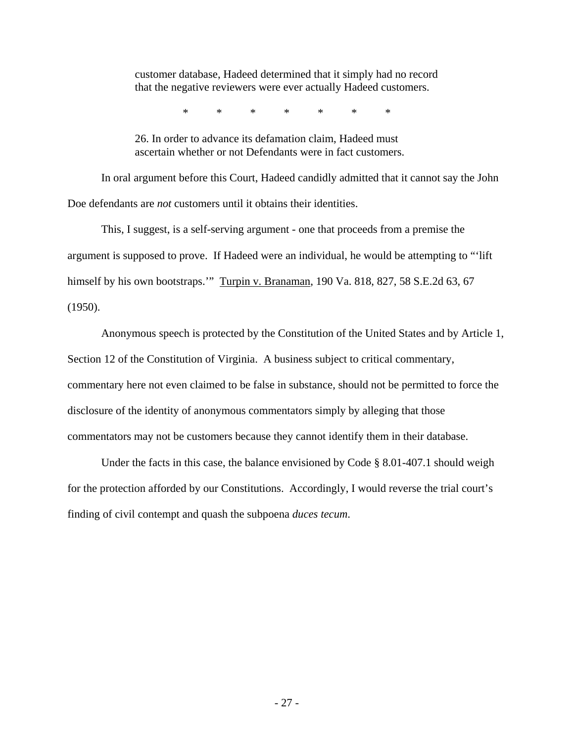> customer database, Hadeed determined that it simply had no record that the negative reviewers were ever actually Hadeed customers.
>
> \*          \*          \*          \*          \*          \*          \*
>
> 26. In order to advance its defamation claim, Hadeed must ascertain whether or not Defendants were in fact customers.

In oral argument before this Court, Hadeed candidly admitted that it cannot say the John Doe defendants are *not* customers until it obtains their identities.

This, I suggest, is a self-serving argument - one that proceeds from a premise the argument is supposed to prove. If Hadeed were an individual, he would be attempting to "'lift himself by his own bootstraps.'" Turpin v. Branaman, 190 Va. 818, 827, 58 S.E.2d 63, 67 (1950).

Anonymous speech is protected by the Constitution of the United States and by Article 1, Section 12 of the Constitution of Virginia. A business subject to critical commentary, commentary here not even claimed to be false in substance, should not be permitted to force the disclosure of the identity of anonymous commentators simply by alleging that those commentators may not be customers because they cannot identify them in their database.

Under the facts in this case, the balance envisioned by Code § 8.01-407.1 should weigh for the protection afforded by our Constitutions. Accordingly, I would reverse the trial court's finding of civil contempt and quash the subpoena *duces tecum*.